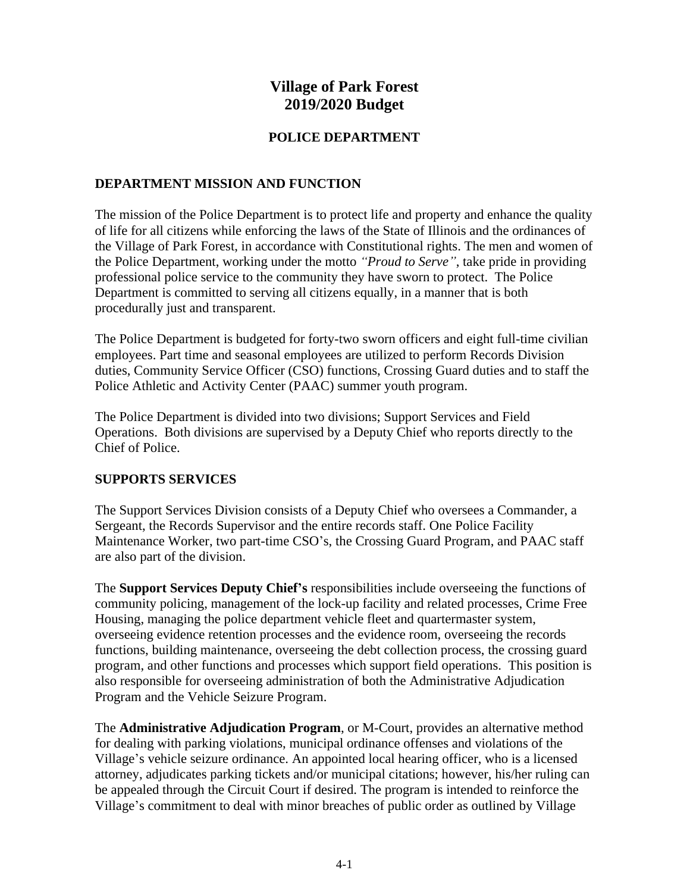# Village of Park Forest
# 2019/2020 Budget

## POLICE DEPARTMENT

### DEPARTMENT MISSION AND FUNCTION

The mission of the Police Department is to protect life and property and enhance the quality of life for all citizens while enforcing the laws of the State of Illinois and the ordinances of the Village of Park Forest, in accordance with Constitutional rights. The men and women of the Police Department, working under the motto *"Proud to Serve"*, take pride in providing professional police service to the community they have sworn to protect. The Police Department is committed to serving all citizens equally, in a manner that is both procedurally just and transparent.

The Police Department is budgeted for forty-two sworn officers and eight full-time civilian employees. Part time and seasonal employees are utilized to perform Records Division duties, Community Service Officer (CSO) functions, Crossing Guard duties and to staff the Police Athletic and Activity Center (PAAC) summer youth program.

The Police Department is divided into two divisions; Support Services and Field Operations. Both divisions are supervised by a Deputy Chief who reports directly to the Chief of Police.

### SUPPORTS SERVICES

The Support Services Division consists of a Deputy Chief who oversees a Commander, a Sergeant, the Records Supervisor and the entire records staff. One Police Facility Maintenance Worker, two part-time CSO's, the Crossing Guard Program, and PAAC staff are also part of the division.

The **Support Services Deputy Chief's** responsibilities include overseeing the functions of community policing, management of the lock-up facility and related processes, Crime Free Housing, managing the police department vehicle fleet and quartermaster system, overseeing evidence retention processes and the evidence room, overseeing the records functions, building maintenance, overseeing the debt collection process, the crossing guard program, and other functions and processes which support field operations. This position is also responsible for overseeing administration of both the Administrative Adjudication Program and the Vehicle Seizure Program.

The **Administrative Adjudication Program**, or M-Court, provides an alternative method for dealing with parking violations, municipal ordinance offenses and violations of the Village's vehicle seizure ordinance. An appointed local hearing officer, who is a licensed attorney, adjudicates parking tickets and/or municipal citations; however, his/her ruling can be appealed through the Circuit Court if desired. The program is intended to reinforce the Village's commitment to deal with minor breaches of public order as outlined by Village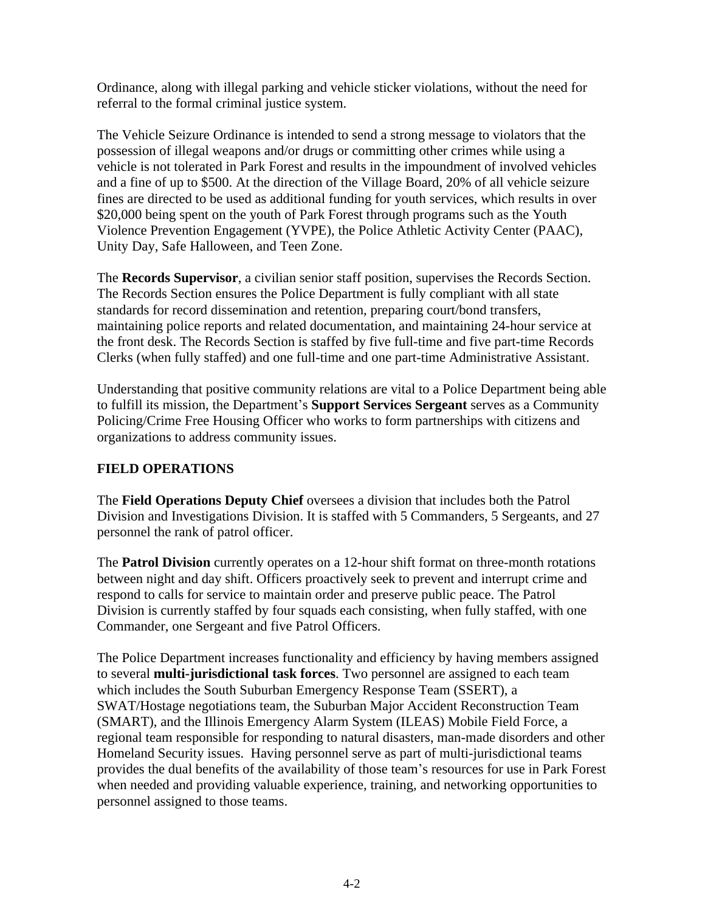Ordinance, along with illegal parking and vehicle sticker violations, without the need for referral to the formal criminal justice system.

The Vehicle Seizure Ordinance is intended to send a strong message to violators that the possession of illegal weapons and/or drugs or committing other crimes while using a vehicle is not tolerated in Park Forest and results in the impoundment of involved vehicles and a fine of up to $500. At the direction of the Village Board, 20% of all vehicle seizure fines are directed to be used as additional funding for youth services, which results in over $20,000 being spent on the youth of Park Forest through programs such as the Youth Violence Prevention Engagement (YVPE), the Police Athletic Activity Center (PAAC), Unity Day, Safe Halloween, and Teen Zone.

The **Records Supervisor**, a civilian senior staff position, supervises the Records Section. The Records Section ensures the Police Department is fully compliant with all state standards for record dissemination and retention, preparing court/bond transfers, maintaining police reports and related documentation, and maintaining 24-hour service at the front desk. The Records Section is staffed by five full-time and five part-time Records Clerks (when fully staffed) and one full-time and one part-time Administrative Assistant.

Understanding that positive community relations are vital to a Police Department being able to fulfill its mission, the Department's **Support Services Sergeant** serves as a Community Policing/Crime Free Housing Officer who works to form partnerships with citizens and organizations to address community issues.

## FIELD OPERATIONS

The **Field Operations Deputy Chief** oversees a division that includes both the Patrol Division and Investigations Division. It is staffed with 5 Commanders, 5 Sergeants, and 27 personnel the rank of patrol officer.

The **Patrol Division** currently operates on a 12-hour shift format on three-month rotations between night and day shift. Officers proactively seek to prevent and interrupt crime and respond to calls for service to maintain order and preserve public peace. The Patrol Division is currently staffed by four squads each consisting, when fully staffed, with one Commander, one Sergeant and five Patrol Officers.

The Police Department increases functionality and efficiency by having members assigned to several **multi-jurisdictional task forces**. Two personnel are assigned to each team which includes the South Suburban Emergency Response Team (SSERT), a SWAT/Hostage negotiations team, the Suburban Major Accident Reconstruction Team (SMART), and the Illinois Emergency Alarm System (ILEAS) Mobile Field Force, a regional team responsible for responding to natural disasters, man-made disorders and other Homeland Security issues. Having personnel serve as part of multi-jurisdictional teams provides the dual benefits of the availability of those team's resources for use in Park Forest when needed and providing valuable experience, training, and networking opportunities to personnel assigned to those teams.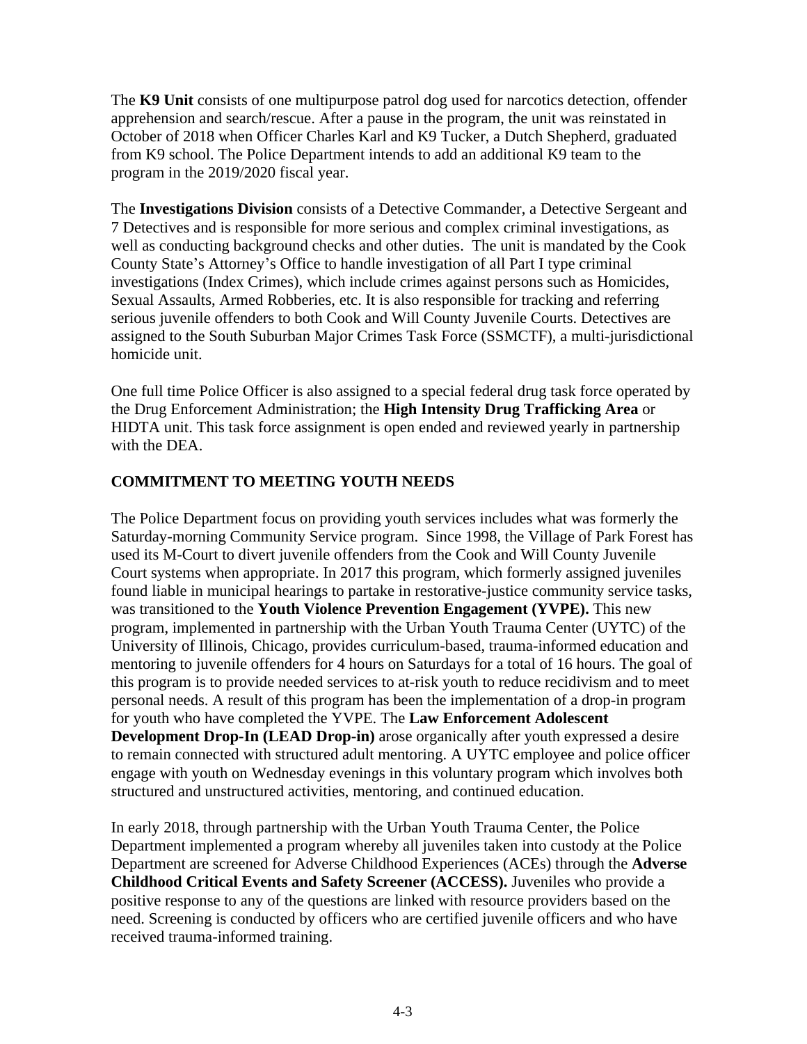The **K9 Unit** consists of one multipurpose patrol dog used for narcotics detection, offender apprehension and search/rescue. After a pause in the program, the unit was reinstated in October of 2018 when Officer Charles Karl and K9 Tucker, a Dutch Shepherd, graduated from K9 school. The Police Department intends to add an additional K9 team to the program in the 2019/2020 fiscal year.

The **Investigations Division** consists of a Detective Commander, a Detective Sergeant and 7 Detectives and is responsible for more serious and complex criminal investigations, as well as conducting background checks and other duties. The unit is mandated by the Cook County State's Attorney's Office to handle investigation of all Part I type criminal investigations (Index Crimes), which include crimes against persons such as Homicides, Sexual Assaults, Armed Robberies, etc. It is also responsible for tracking and referring serious juvenile offenders to both Cook and Will County Juvenile Courts. Detectives are assigned to the South Suburban Major Crimes Task Force (SSMCTF), a multi-jurisdictional homicide unit.

One full time Police Officer is also assigned to a special federal drug task force operated by the Drug Enforcement Administration; the **High Intensity Drug Trafficking Area** or HIDTA unit. This task force assignment is open ended and reviewed yearly in partnership with the DEA.

## COMMITMENT TO MEETING YOUTH NEEDS

The Police Department focus on providing youth services includes what was formerly the Saturday-morning Community Service program. Since 1998, the Village of Park Forest has used its M-Court to divert juvenile offenders from the Cook and Will County Juvenile Court systems when appropriate. In 2017 this program, which formerly assigned juveniles found liable in municipal hearings to partake in restorative-justice community service tasks, was transitioned to the **Youth Violence Prevention Engagement (YVPE).** This new program, implemented in partnership with the Urban Youth Trauma Center (UYTC) of the University of Illinois, Chicago, provides curriculum-based, trauma-informed education and mentoring to juvenile offenders for 4 hours on Saturdays for a total of 16 hours. The goal of this program is to provide needed services to at-risk youth to reduce recidivism and to meet personal needs. A result of this program has been the implementation of a drop-in program for youth who have completed the YVPE. The **Law Enforcement Adolescent Development Drop-In (LEAD Drop-in)** arose organically after youth expressed a desire to remain connected with structured adult mentoring. A UYTC employee and police officer engage with youth on Wednesday evenings in this voluntary program which involves both structured and unstructured activities, mentoring, and continued education.

In early 2018, through partnership with the Urban Youth Trauma Center, the Police Department implemented a program whereby all juveniles taken into custody at the Police Department are screened for Adverse Childhood Experiences (ACEs) through the **Adverse Childhood Critical Events and Safety Screener (ACCESS).** Juveniles who provide a positive response to any of the questions are linked with resource providers based on the need. Screening is conducted by officers who are certified juvenile officers and who have received trauma-informed training.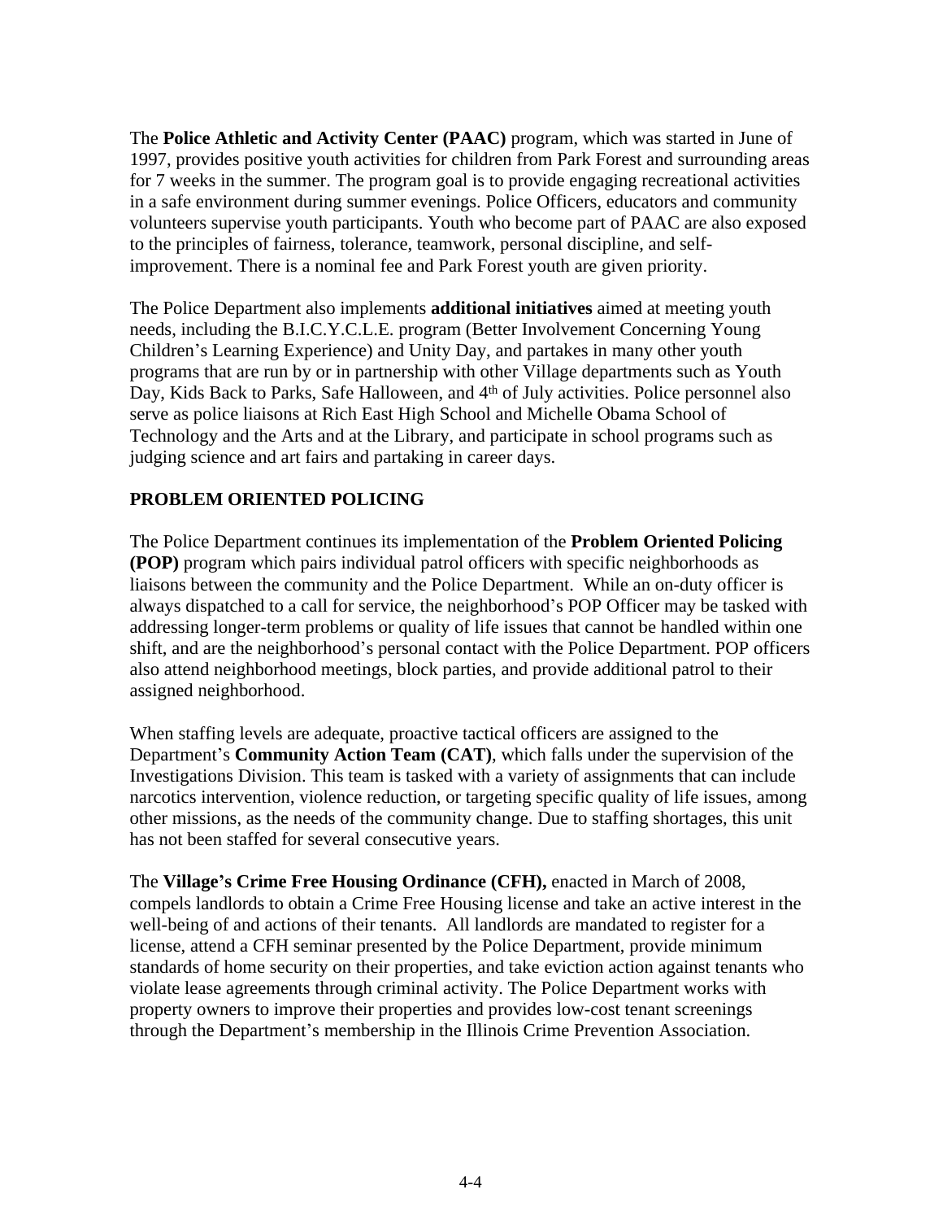The **Police Athletic and Activity Center (PAAC)** program, which was started in June of 1997, provides positive youth activities for children from Park Forest and surrounding areas for 7 weeks in the summer. The program goal is to provide engaging recreational activities in a safe environment during summer evenings. Police Officers, educators and community volunteers supervise youth participants. Youth who become part of PAAC are also exposed to the principles of fairness, tolerance, teamwork, personal discipline, and self-improvement. There is a nominal fee and Park Forest youth are given priority.

The Police Department also implements **additional initiatives** aimed at meeting youth needs, including the B.I.C.Y.C.L.E. program (Better Involvement Concerning Young Children's Learning Experience) and Unity Day, and partakes in many other youth programs that are run by or in partnership with other Village departments such as Youth Day, Kids Back to Parks, Safe Halloween, and 4th of July activities. Police personnel also serve as police liaisons at Rich East High School and Michelle Obama School of Technology and the Arts and at the Library, and participate in school programs such as judging science and art fairs and partaking in career days.

**PROBLEM ORIENTED POLICING**

The Police Department continues its implementation of the **Problem Oriented Policing (POP)** program which pairs individual patrol officers with specific neighborhoods as liaisons between the community and the Police Department. While an on-duty officer is always dispatched to a call for service, the neighborhood's POP Officer may be tasked with addressing longer-term problems or quality of life issues that cannot be handled within one shift, and are the neighborhood's personal contact with the Police Department. POP officers also attend neighborhood meetings, block parties, and provide additional patrol to their assigned neighborhood.

When staffing levels are adequate, proactive tactical officers are assigned to the Department's **Community Action Team (CAT)**, which falls under the supervision of the Investigations Division. This team is tasked with a variety of assignments that can include narcotics intervention, violence reduction, or targeting specific quality of life issues, among other missions, as the needs of the community change. Due to staffing shortages, this unit has not been staffed for several consecutive years.

The **Village's Crime Free Housing Ordinance (CFH),** enacted in March of 2008, compels landlords to obtain a Crime Free Housing license and take an active interest in the well-being of and actions of their tenants. All landlords are mandated to register for a license, attend a CFH seminar presented by the Police Department, provide minimum standards of home security on their properties, and take eviction action against tenants who violate lease agreements through criminal activity. The Police Department works with property owners to improve their properties and provides low-cost tenant screenings through the Department's membership in the Illinois Crime Prevention Association.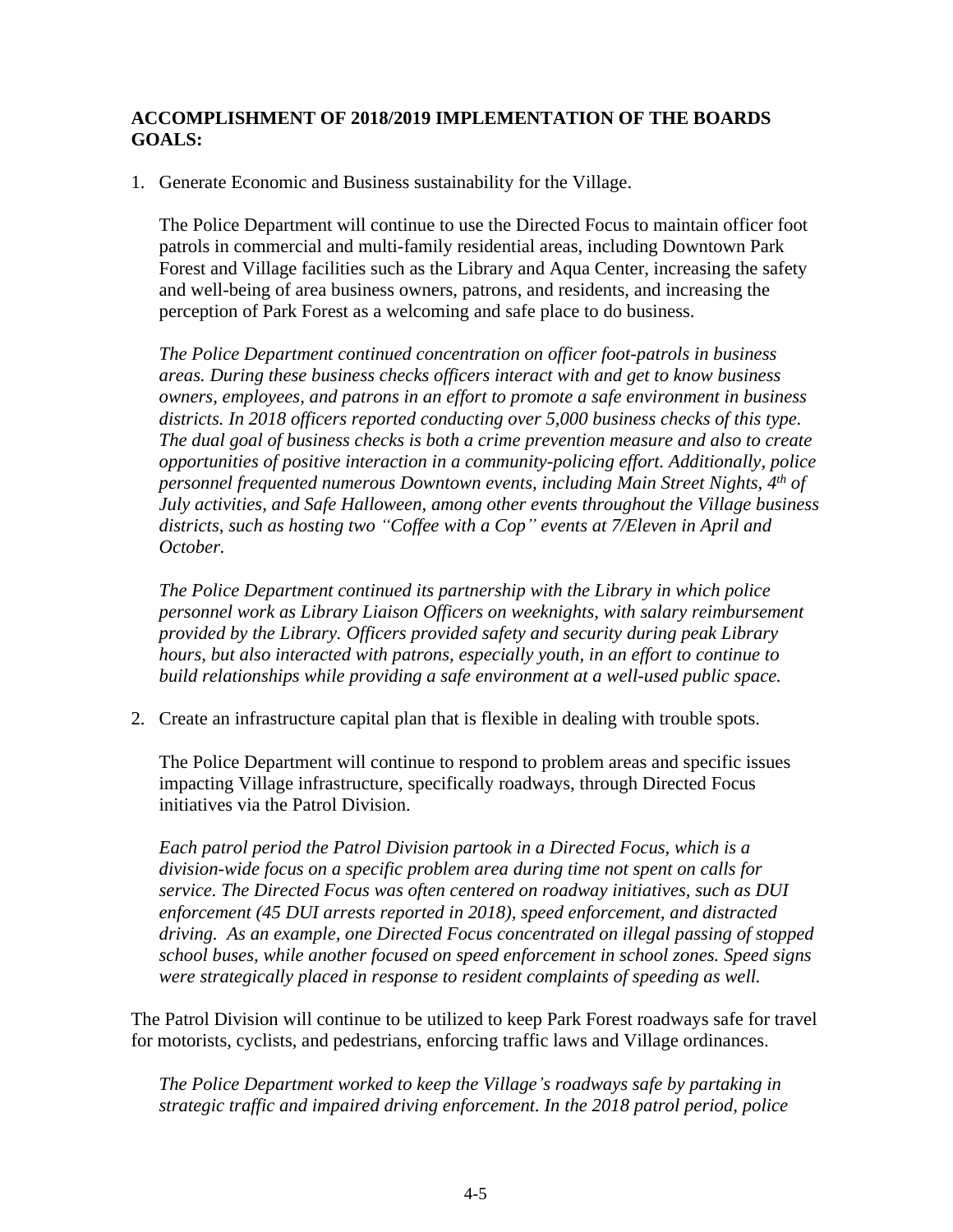**ACCOMPLISHMENT OF 2018/2019 IMPLEMENTATION OF THE BOARDS GOALS:**

1. Generate Economic and Business sustainability for the Village.

   The Police Department will continue to use the Directed Focus to maintain officer foot patrols in commercial and multi-family residential areas, including Downtown Park Forest and Village facilities such as the Library and Aqua Center, increasing the safety and well-being of area business owners, patrons, and residents, and increasing the perception of Park Forest as a welcoming and safe place to do business.

   *The Police Department continued concentration on officer foot-patrols in business areas. During these business checks officers interact with and get to know business owners, employees, and patrons in an effort to promote a safe environment in business districts. In 2018 officers reported conducting over 5,000 business checks of this type. The dual goal of business checks is both a crime prevention measure and also to create opportunities of positive interaction in a community-policing effort. Additionally, police personnel frequented numerous Downtown events, including Main Street Nights, 4th of July activities, and Safe Halloween, among other events throughout the Village business districts, such as hosting two "Coffee with a Cop" events at 7/Eleven in April and October.*

   *The Police Department continued its partnership with the Library in which police personnel work as Library Liaison Officers on weeknights, with salary reimbursement provided by the Library. Officers provided safety and security during peak Library hours, but also interacted with patrons, especially youth, in an effort to continue to build relationships while providing a safe environment at a well-used public space.*

2. Create an infrastructure capital plan that is flexible in dealing with trouble spots.

   The Police Department will continue to respond to problem areas and specific issues impacting Village infrastructure, specifically roadways, through Directed Focus initiatives via the Patrol Division.

   *Each patrol period the Patrol Division partook in a Directed Focus, which is a division-wide focus on a specific problem area during time not spent on calls for service. The Directed Focus was often centered on roadway initiatives, such as DUI enforcement (45 DUI arrests reported in 2018), speed enforcement, and distracted driving. As an example, one Directed Focus concentrated on illegal passing of stopped school buses, while another focused on speed enforcement in school zones. Speed signs were strategically placed in response to resident complaints of speeding as well.*

The Patrol Division will continue to be utilized to keep Park Forest roadways safe for travel for motorists, cyclists, and pedestrians, enforcing traffic laws and Village ordinances.

   *The Police Department worked to keep the Village's roadways safe by partaking in strategic traffic and impaired driving enforcement. In the 2018 patrol period, police*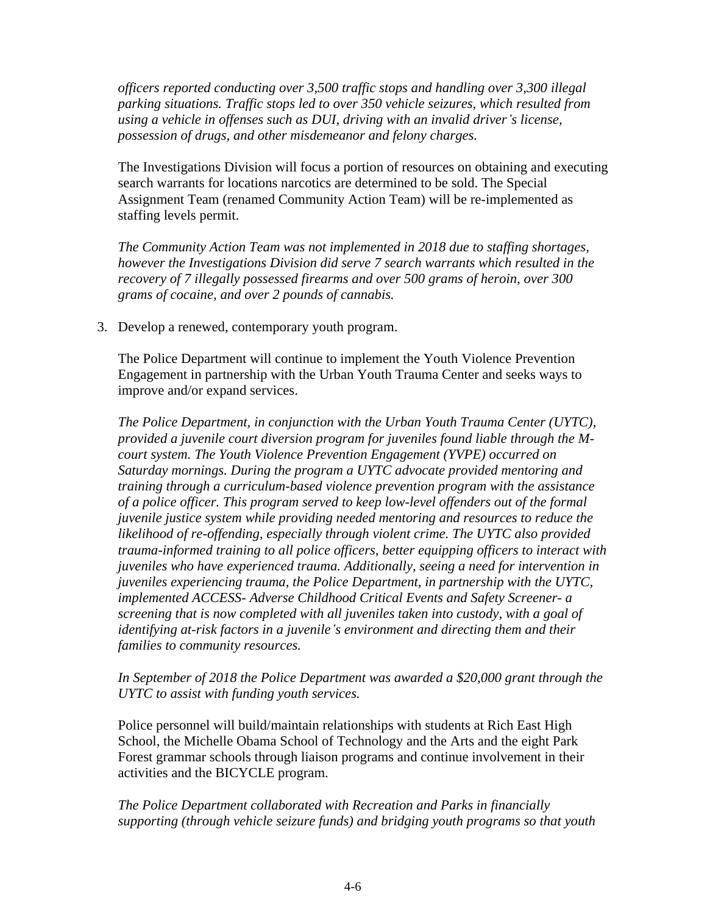*officers reported conducting over 3,500 traffic stops and handling over 3,300 illegal parking situations. Traffic stops led to over 350 vehicle seizures, which resulted from using a vehicle in offenses such as DUI, driving with an invalid driver's license, possession of drugs, and other misdemeanor and felony charges.*

The Investigations Division will focus a portion of resources on obtaining and executing search warrants for locations narcotics are determined to be sold. The Special Assignment Team (renamed Community Action Team) will be re-implemented as staffing levels permit.

*The Community Action Team was not implemented in 2018 due to staffing shortages, however the Investigations Division did serve 7 search warrants which resulted in the recovery of 7 illegally possessed firearms and over 500 grams of heroin, over 300 grams of cocaine, and over 2 pounds of cannabis.*

3. Develop a renewed, contemporary youth program.

The Police Department will continue to implement the Youth Violence Prevention Engagement in partnership with the Urban Youth Trauma Center and seeks ways to improve and/or expand services.

*The Police Department, in conjunction with the Urban Youth Trauma Center (UYTC), provided a juvenile court diversion program for juveniles found liable through the M-court system. The Youth Violence Prevention Engagement (YVPE) occurred on Saturday mornings. During the program a UYTC advocate provided mentoring and training through a curriculum-based violence prevention program with the assistance of a police officer. This program served to keep low-level offenders out of the formal juvenile justice system while providing needed mentoring and resources to reduce the likelihood of re-offending, especially through violent crime. The UYTC also provided trauma-informed training to all police officers, better equipping officers to interact with juveniles who have experienced trauma. Additionally, seeing a need for intervention in juveniles experiencing trauma, the Police Department, in partnership with the UYTC, implemented ACCESS- Adverse Childhood Critical Events and Safety Screener- a screening that is now completed with all juveniles taken into custody, with a goal of identifying at-risk factors in a juvenile's environment and directing them and their families to community resources.*

*In September of 2018 the Police Department was awarded a $20,000 grant through the UYTC to assist with funding youth services.*

Police personnel will build/maintain relationships with students at Rich East High School, the Michelle Obama School of Technology and the Arts and the eight Park Forest grammar schools through liaison programs and continue involvement in their activities and the BICYCLE program.

*The Police Department collaborated with Recreation and Parks in financially supporting (through vehicle seizure funds) and bridging youth programs so that youth*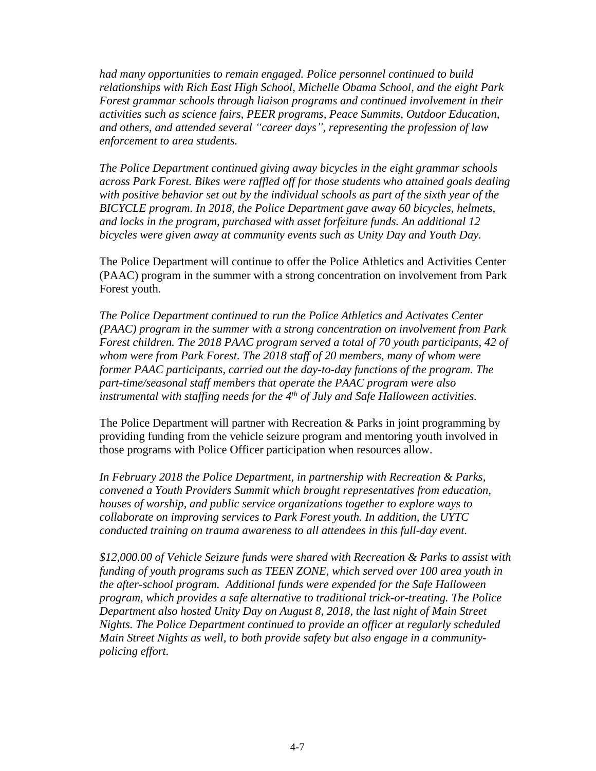*had many opportunities to remain engaged. Police personnel continued to build relationships with Rich East High School, Michelle Obama School, and the eight Park Forest grammar schools through liaison programs and continued involvement in their activities such as science fairs, PEER programs, Peace Summits, Outdoor Education, and others, and attended several "career days", representing the profession of law enforcement to area students.*

*The Police Department continued giving away bicycles in the eight grammar schools across Park Forest. Bikes were raffled off for those students who attained goals dealing with positive behavior set out by the individual schools as part of the sixth year of the BICYCLE program. In 2018, the Police Department gave away 60 bicycles, helmets, and locks in the program, purchased with asset forfeiture funds. An additional 12 bicycles were given away at community events such as Unity Day and Youth Day.*

The Police Department will continue to offer the Police Athletics and Activities Center (PAAC) program in the summer with a strong concentration on involvement from Park Forest youth.

*The Police Department continued to run the Police Athletics and Activates Center (PAAC) program in the summer with a strong concentration on involvement from Park Forest children. The 2018 PAAC program served a total of 70 youth participants, 42 of whom were from Park Forest. The 2018 staff of 20 members, many of whom were former PAAC participants, carried out the day-to-day functions of the program. The part-time/seasonal staff members that operate the PAAC program were also instrumental with staffing needs for the 4th of July and Safe Halloween activities.*

The Police Department will partner with Recreation & Parks in joint programming by providing funding from the vehicle seizure program and mentoring youth involved in those programs with Police Officer participation when resources allow.

*In February 2018 the Police Department, in partnership with Recreation & Parks, convened a Youth Providers Summit which brought representatives from education, houses of worship, and public service organizations together to explore ways to collaborate on improving services to Park Forest youth. In addition, the UYTC conducted training on trauma awareness to all attendees in this full-day event.*

*$12,000.00 of Vehicle Seizure funds were shared with Recreation & Parks to assist with funding of youth programs such as TEEN ZONE, which served over 100 area youth in the after-school program. Additional funds were expended for the Safe Halloween program, which provides a safe alternative to traditional trick-or-treating. The Police Department also hosted Unity Day on August 8, 2018, the last night of Main Street Nights. The Police Department continued to provide an officer at regularly scheduled Main Street Nights as well, to both provide safety but also engage in a community-policing effort.*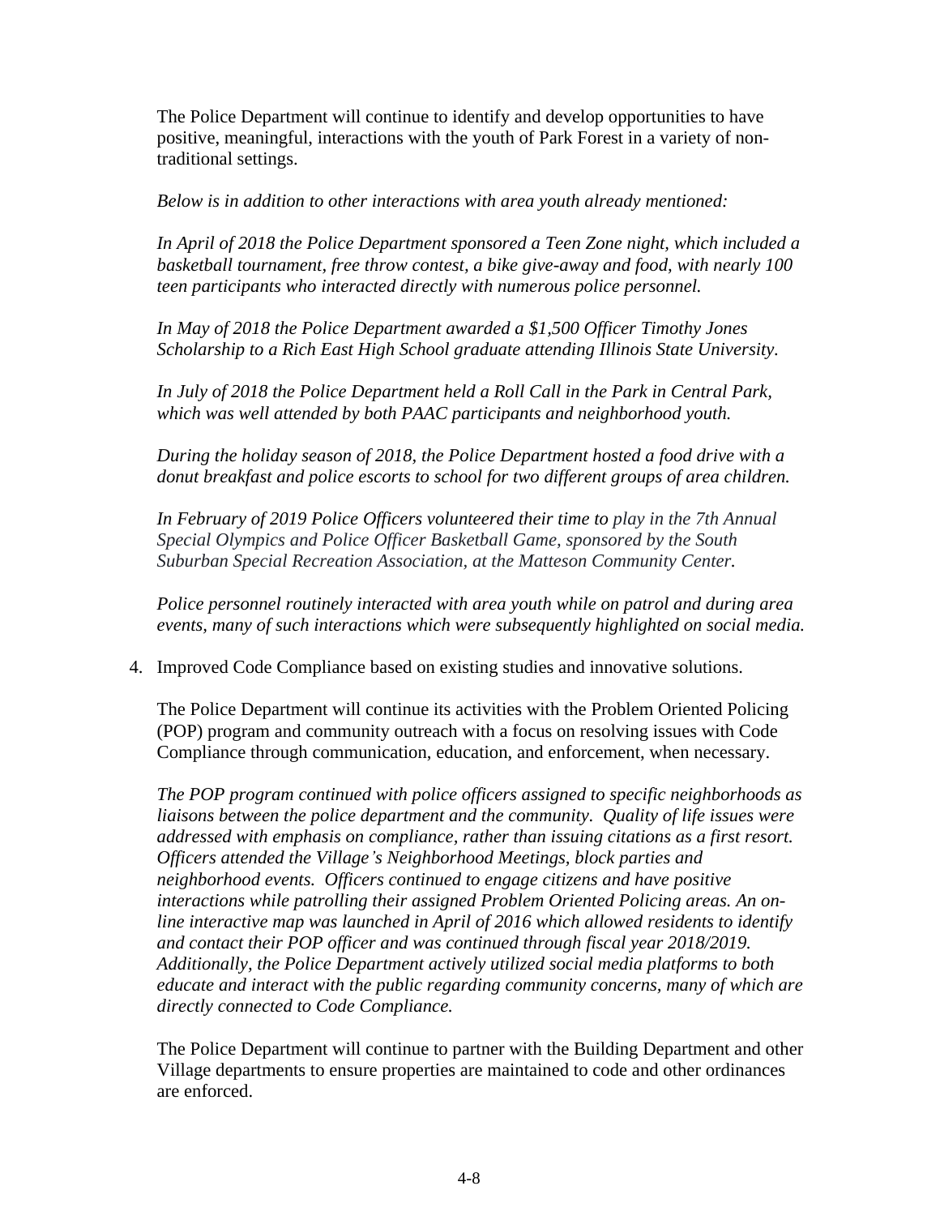The Police Department will continue to identify and develop opportunities to have positive, meaningful, interactions with the youth of Park Forest in a variety of non-traditional settings.

*Below is in addition to other interactions with area youth already mentioned:*

*In April of 2018 the Police Department sponsored a Teen Zone night, which included a basketball tournament, free throw contest, a bike give-away and food, with nearly 100 teen participants who interacted directly with numerous police personnel.*

*In May of 2018 the Police Department awarded a $1,500 Officer Timothy Jones Scholarship to a Rich East High School graduate attending Illinois State University.*

*In July of 2018 the Police Department held a Roll Call in the Park in Central Park, which was well attended by both PAAC participants and neighborhood youth.*

*During the holiday season of 2018, the Police Department hosted a food drive with a donut breakfast and police escorts to school for two different groups of area children.*

*In February of 2019 Police Officers volunteered their time to play in the 7th Annual Special Olympics and Police Officer Basketball Game, sponsored by the South Suburban Special Recreation Association, at the Matteson Community Center.*

*Police personnel routinely interacted with area youth while on patrol and during area events, many of such interactions which were subsequently highlighted on social media.*

4. Improved Code Compliance based on existing studies and innovative solutions.

   The Police Department will continue its activities with the Problem Oriented Policing (POP) program and community outreach with a focus on resolving issues with Code Compliance through communication, education, and enforcement, when necessary.

   *The POP program continued with police officers assigned to specific neighborhoods as liaisons between the police department and the community. Quality of life issues were addressed with emphasis on compliance, rather than issuing citations as a first resort. Officers attended the Village's Neighborhood Meetings, block parties and neighborhood events. Officers continued to engage citizens and have positive interactions while patrolling their assigned Problem Oriented Policing areas. An on-line interactive map was launched in April of 2016 which allowed residents to identify and contact their POP officer and was continued through fiscal year 2018/2019. Additionally, the Police Department actively utilized social media platforms to both educate and interact with the public regarding community concerns, many of which are directly connected to Code Compliance.*

   The Police Department will continue to partner with the Building Department and other Village departments to ensure properties are maintained to code and other ordinances are enforced.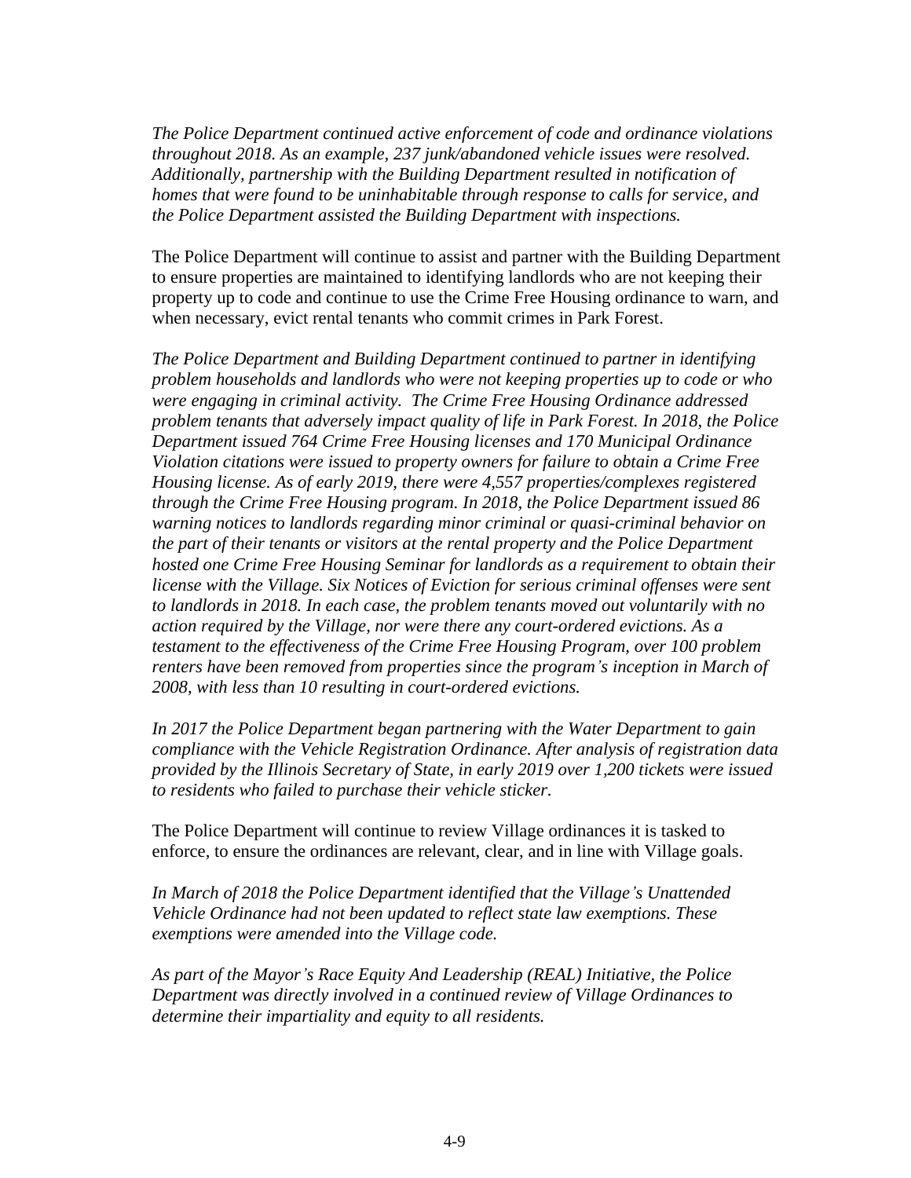*The Police Department continued active enforcement of code and ordinance violations throughout 2018. As an example, 237 junk/abandoned vehicle issues were resolved. Additionally, partnership with the Building Department resulted in notification of homes that were found to be uninhabitable through response to calls for service, and the Police Department assisted the Building Department with inspections.*

The Police Department will continue to assist and partner with the Building Department to ensure properties are maintained to identifying landlords who are not keeping their property up to code and continue to use the Crime Free Housing ordinance to warn, and when necessary, evict rental tenants who commit crimes in Park Forest.

*The Police Department and Building Department continued to partner in identifying problem households and landlords who were not keeping properties up to code or who were engaging in criminal activity. The Crime Free Housing Ordinance addressed problem tenants that adversely impact quality of life in Park Forest. In 2018, the Police Department issued 764 Crime Free Housing licenses and 170 Municipal Ordinance Violation citations were issued to property owners for failure to obtain a Crime Free Housing license. As of early 2019, there were 4,557 properties/complexes registered through the Crime Free Housing program. In 2018, the Police Department issued 86 warning notices to landlords regarding minor criminal or quasi-criminal behavior on the part of their tenants or visitors at the rental property and the Police Department hosted one Crime Free Housing Seminar for landlords as a requirement to obtain their license with the Village. Six Notices of Eviction for serious criminal offenses were sent to landlords in 2018. In each case, the problem tenants moved out voluntarily with no action required by the Village, nor were there any court-ordered evictions. As a testament to the effectiveness of the Crime Free Housing Program, over 100 problem renters have been removed from properties since the program's inception in March of 2008, with less than 10 resulting in court-ordered evictions.*

*In 2017 the Police Department began partnering with the Water Department to gain compliance with the Vehicle Registration Ordinance. After analysis of registration data provided by the Illinois Secretary of State, in early 2019 over 1,200 tickets were issued to residents who failed to purchase their vehicle sticker.*

The Police Department will continue to review Village ordinances it is tasked to enforce, to ensure the ordinances are relevant, clear, and in line with Village goals.

*In March of 2018 the Police Department identified that the Village's Unattended Vehicle Ordinance had not been updated to reflect state law exemptions. These exemptions were amended into the Village code.*

*As part of the Mayor's Race Equity And Leadership (REAL) Initiative, the Police Department was directly involved in a continued review of Village Ordinances to determine their impartiality and equity to all residents.*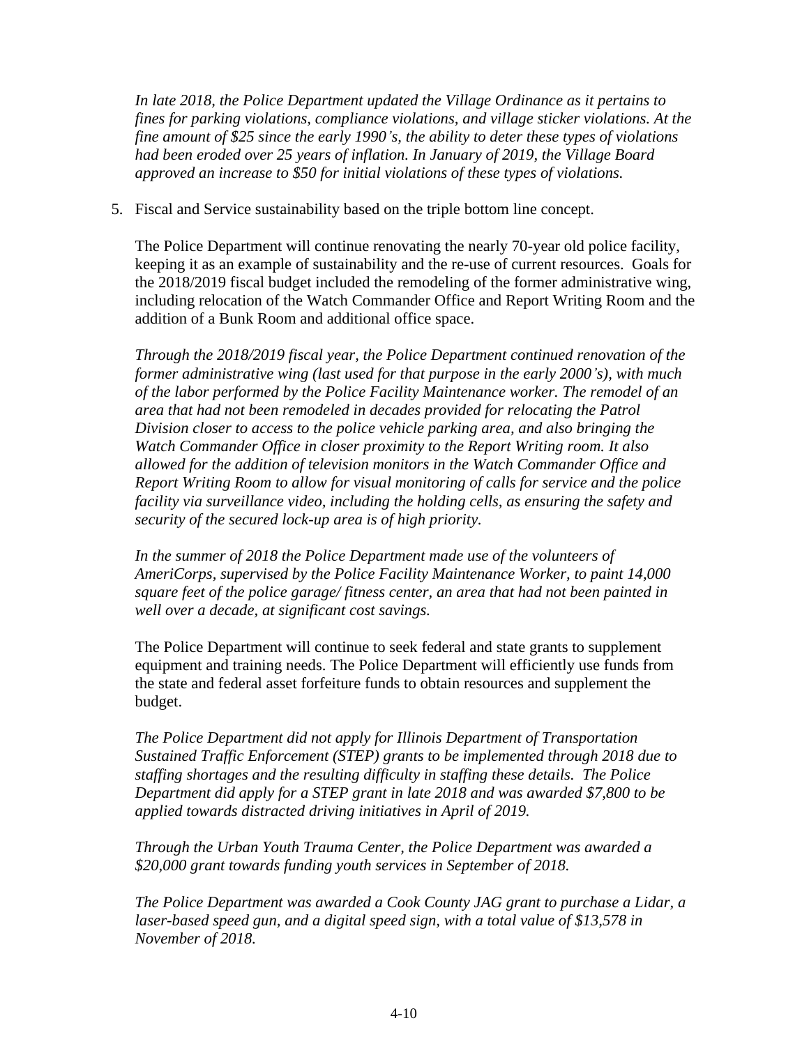*In late 2018, the Police Department updated the Village Ordinance as it pertains to fines for parking violations, compliance violations, and village sticker violations. At the fine amount of $25 since the early 1990's, the ability to deter these types of violations had been eroded over 25 years of inflation. In January of 2019, the Village Board approved an increase to $50 for initial violations of these types of violations.*

5. Fiscal and Service sustainability based on the triple bottom line concept.

   The Police Department will continue renovating the nearly 70-year old police facility, keeping it as an example of sustainability and the re-use of current resources. Goals for the 2018/2019 fiscal budget included the remodeling of the former administrative wing, including relocation of the Watch Commander Office and Report Writing Room and the addition of a Bunk Room and additional office space.

   *Through the 2018/2019 fiscal year, the Police Department continued renovation of the former administrative wing (last used for that purpose in the early 2000's), with much of the labor performed by the Police Facility Maintenance worker. The remodel of an area that had not been remodeled in decades provided for relocating the Patrol Division closer to access to the police vehicle parking area, and also bringing the Watch Commander Office in closer proximity to the Report Writing room. It also allowed for the addition of television monitors in the Watch Commander Office and Report Writing Room to allow for visual monitoring of calls for service and the police facility via surveillance video, including the holding cells, as ensuring the safety and security of the secured lock-up area is of high priority.*

   *In the summer of 2018 the Police Department made use of the volunteers of AmeriCorps, supervised by the Police Facility Maintenance Worker, to paint 14,000 square feet of the police garage/ fitness center, an area that had not been painted in well over a decade, at significant cost savings.*

   The Police Department will continue to seek federal and state grants to supplement equipment and training needs. The Police Department will efficiently use funds from the state and federal asset forfeiture funds to obtain resources and supplement the budget.

   *The Police Department did not apply for Illinois Department of Transportation Sustained Traffic Enforcement (STEP) grants to be implemented through 2018 due to staffing shortages and the resulting difficulty in staffing these details. The Police Department did apply for a STEP grant in late 2018 and was awarded $7,800 to be applied towards distracted driving initiatives in April of 2019.*

   *Through the Urban Youth Trauma Center, the Police Department was awarded a $20,000 grant towards funding youth services in September of 2018.*

   *The Police Department was awarded a Cook County JAG grant to purchase a Lidar, a laser-based speed gun, and a digital speed sign, with a total value of $13,578 in November of 2018.*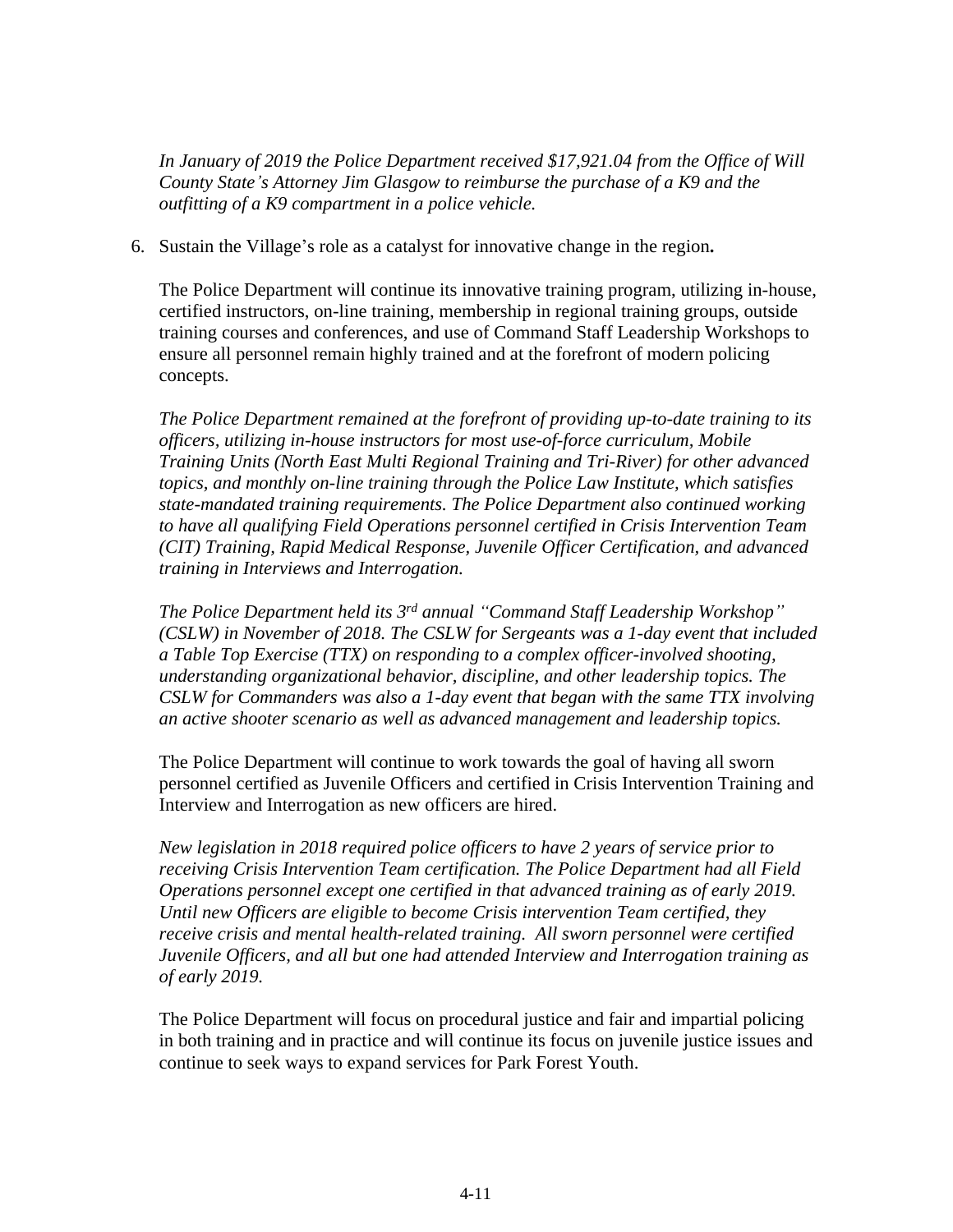*In January of 2019 the Police Department received $17,921.04 from the Office of Will County State's Attorney Jim Glasgow to reimburse the purchase of a K9 and the outfitting of a K9 compartment in a police vehicle.*

6. Sustain the Village's role as a catalyst for innovative change in the region**.**

   The Police Department will continue its innovative training program, utilizing in-house, certified instructors, on-line training, membership in regional training groups, outside training courses and conferences, and use of Command Staff Leadership Workshops to ensure all personnel remain highly trained and at the forefront of modern policing concepts.

   *The Police Department remained at the forefront of providing up-to-date training to its officers, utilizing in-house instructors for most use-of-force curriculum, Mobile Training Units (North East Multi Regional Training and Tri-River) for other advanced topics, and monthly on-line training through the Police Law Institute, which satisfies state-mandated training requirements. The Police Department also continued working to have all qualifying Field Operations personnel certified in Crisis Intervention Team (CIT) Training, Rapid Medical Response, Juvenile Officer Certification, and advanced training in Interviews and Interrogation.*

   *The Police Department held its 3rd annual "Command Staff Leadership Workshop" (CSLW) in November of 2018. The CSLW for Sergeants was a 1-day event that included a Table Top Exercise (TTX) on responding to a complex officer-involved shooting, understanding organizational behavior, discipline, and other leadership topics. The CSLW for Commanders was also a 1-day event that began with the same TTX involving an active shooter scenario as well as advanced management and leadership topics.*

   The Police Department will continue to work towards the goal of having all sworn personnel certified as Juvenile Officers and certified in Crisis Intervention Training and Interview and Interrogation as new officers are hired.

   *New legislation in 2018 required police officers to have 2 years of service prior to receiving Crisis Intervention Team certification. The Police Department had all Field Operations personnel except one certified in that advanced training as of early 2019. Until new Officers are eligible to become Crisis intervention Team certified, they receive crisis and mental health-related training. All sworn personnel were certified Juvenile Officers, and all but one had attended Interview and Interrogation training as of early 2019.*

   The Police Department will focus on procedural justice and fair and impartial policing in both training and in practice and will continue its focus on juvenile justice issues and continue to seek ways to expand services for Park Forest Youth.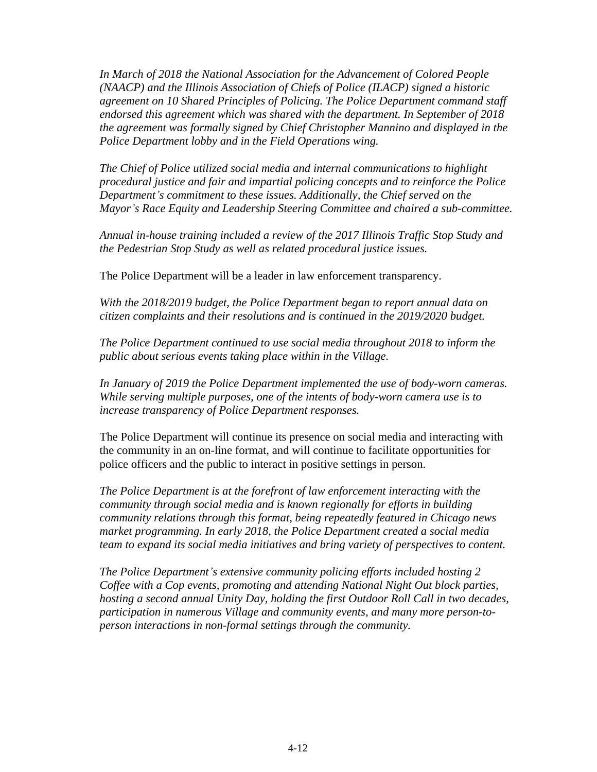*In March of 2018 the National Association for the Advancement of Colored People (NAACP) and the Illinois Association of Chiefs of Police (ILACP) signed a historic agreement on 10 Shared Principles of Policing. The Police Department command staff endorsed this agreement which was shared with the department. In September of 2018 the agreement was formally signed by Chief Christopher Mannino and displayed in the Police Department lobby and in the Field Operations wing.*

*The Chief of Police utilized social media and internal communications to highlight procedural justice and fair and impartial policing concepts and to reinforce the Police Department's commitment to these issues. Additionally, the Chief served on the Mayor's Race Equity and Leadership Steering Committee and chaired a sub-committee.*

*Annual in-house training included a review of the 2017 Illinois Traffic Stop Study and the Pedestrian Stop Study as well as related procedural justice issues.*

The Police Department will be a leader in law enforcement transparency.

*With the 2018/2019 budget, the Police Department began to report annual data on citizen complaints and their resolutions and is continued in the 2019/2020 budget.*

*The Police Department continued to use social media throughout 2018 to inform the public about serious events taking place within in the Village.*

*In January of 2019 the Police Department implemented the use of body-worn cameras. While serving multiple purposes, one of the intents of body-worn camera use is to increase transparency of Police Department responses.*

The Police Department will continue its presence on social media and interacting with the community in an on-line format, and will continue to facilitate opportunities for police officers and the public to interact in positive settings in person.

*The Police Department is at the forefront of law enforcement interacting with the community through social media and is known regionally for efforts in building community relations through this format, being repeatedly featured in Chicago news market programming. In early 2018, the Police Department created a social media team to expand its social media initiatives and bring variety of perspectives to content.*

*The Police Department's extensive community policing efforts included hosting 2 Coffee with a Cop events, promoting and attending National Night Out block parties, hosting a second annual Unity Day, holding the first Outdoor Roll Call in two decades, participation in numerous Village and community events, and many more person-to-person interactions in non-formal settings through the community.*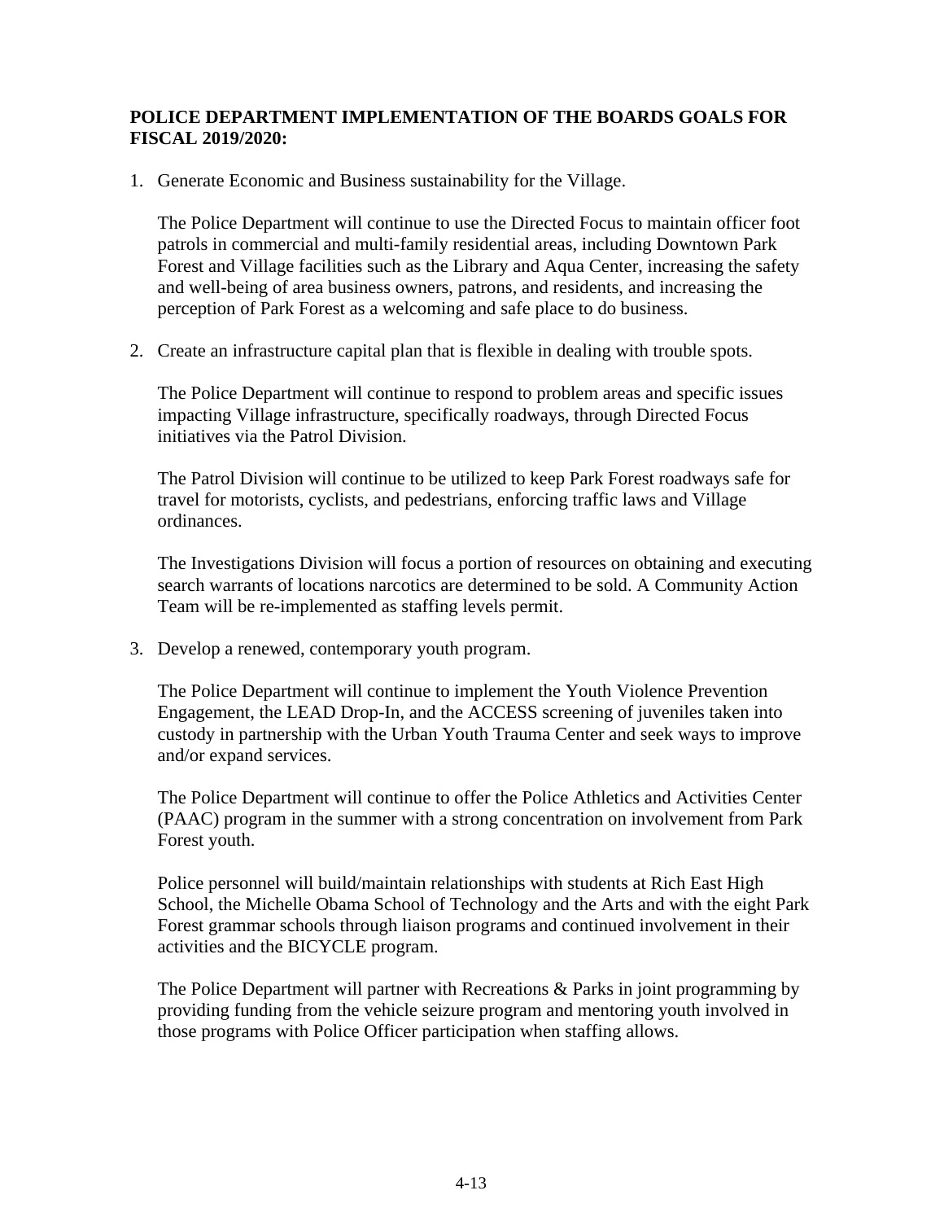**POLICE DEPARTMENT IMPLEMENTATION OF THE BOARDS GOALS FOR FISCAL 2019/2020:**

1. Generate Economic and Business sustainability for the Village.

   The Police Department will continue to use the Directed Focus to maintain officer foot patrols in commercial and multi-family residential areas, including Downtown Park Forest and Village facilities such as the Library and Aqua Center, increasing the safety and well-being of area business owners, patrons, and residents, and increasing the perception of Park Forest as a welcoming and safe place to do business.

2. Create an infrastructure capital plan that is flexible in dealing with trouble spots.

   The Police Department will continue to respond to problem areas and specific issues impacting Village infrastructure, specifically roadways, through Directed Focus initiatives via the Patrol Division.

   The Patrol Division will continue to be utilized to keep Park Forest roadways safe for travel for motorists, cyclists, and pedestrians, enforcing traffic laws and Village ordinances.

   The Investigations Division will focus a portion of resources on obtaining and executing search warrants of locations narcotics are determined to be sold. A Community Action Team will be re-implemented as staffing levels permit.

3. Develop a renewed, contemporary youth program.

   The Police Department will continue to implement the Youth Violence Prevention Engagement, the LEAD Drop-In, and the ACCESS screening of juveniles taken into custody in partnership with the Urban Youth Trauma Center and seek ways to improve and/or expand services.

   The Police Department will continue to offer the Police Athletics and Activities Center (PAAC) program in the summer with a strong concentration on involvement from Park Forest youth.

   Police personnel will build/maintain relationships with students at Rich East High School, the Michelle Obama School of Technology and the Arts and with the eight Park Forest grammar schools through liaison programs and continued involvement in their activities and the BICYCLE program.

   The Police Department will partner with Recreations & Parks in joint programming by providing funding from the vehicle seizure program and mentoring youth involved in those programs with Police Officer participation when staffing allows.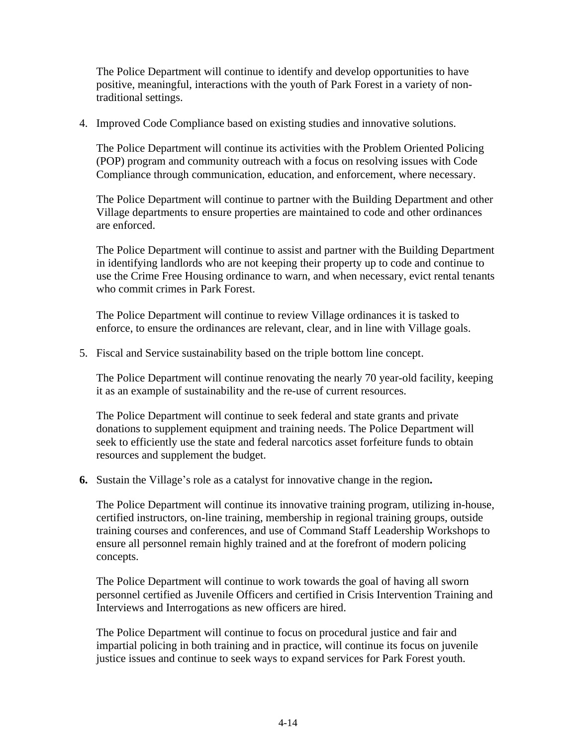The Police Department will continue to identify and develop opportunities to have positive, meaningful, interactions with the youth of Park Forest in a variety of non-traditional settings.

4. Improved Code Compliance based on existing studies and innovative solutions.

   The Police Department will continue its activities with the Problem Oriented Policing (POP) program and community outreach with a focus on resolving issues with Code Compliance through communication, education, and enforcement, where necessary.

   The Police Department will continue to partner with the Building Department and other Village departments to ensure properties are maintained to code and other ordinances are enforced.

   The Police Department will continue to assist and partner with the Building Department in identifying landlords who are not keeping their property up to code and continue to use the Crime Free Housing ordinance to warn, and when necessary, evict rental tenants who commit crimes in Park Forest.

   The Police Department will continue to review Village ordinances it is tasked to enforce, to ensure the ordinances are relevant, clear, and in line with Village goals.

5. Fiscal and Service sustainability based on the triple bottom line concept.

   The Police Department will continue renovating the nearly 70 year-old facility, keeping it as an example of sustainability and the re-use of current resources.

   The Police Department will continue to seek federal and state grants and private donations to supplement equipment and training needs. The Police Department will seek to efficiently use the state and federal narcotics asset forfeiture funds to obtain resources and supplement the budget.

**6.** Sustain the Village's role as a catalyst for innovative change in the region**.**

   The Police Department will continue its innovative training program, utilizing in-house, certified instructors, on-line training, membership in regional training groups, outside training courses and conferences, and use of Command Staff Leadership Workshops to ensure all personnel remain highly trained and at the forefront of modern policing concepts.

   The Police Department will continue to work towards the goal of having all sworn personnel certified as Juvenile Officers and certified in Crisis Intervention Training and Interviews and Interrogations as new officers are hired.

   The Police Department will continue to focus on procedural justice and fair and impartial policing in both training and in practice, will continue its focus on juvenile justice issues and continue to seek ways to expand services for Park Forest youth.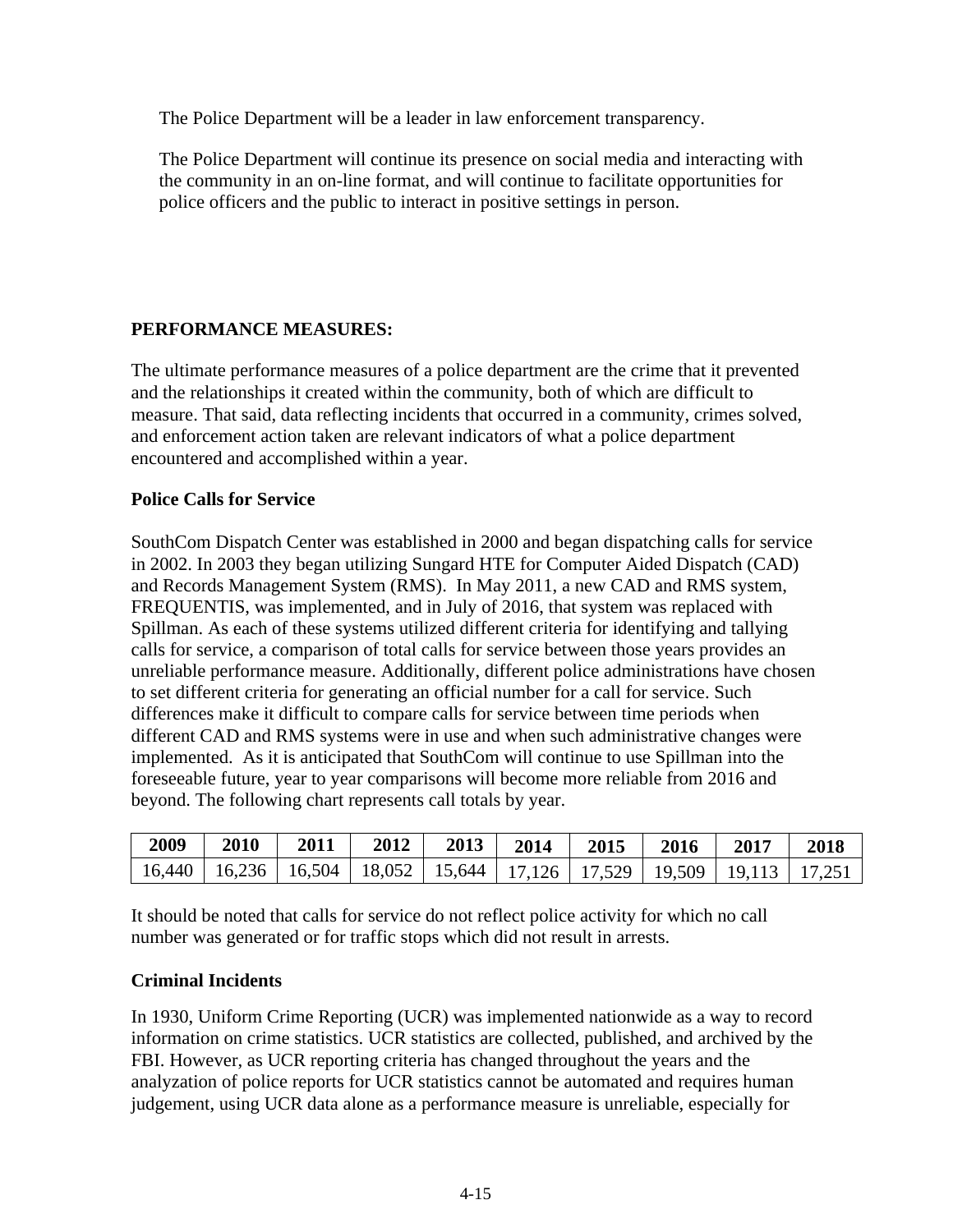The Police Department will be a leader in law enforcement transparency.

The Police Department will continue its presence on social media and interacting with the community in an on-line format, and will continue to facilitate opportunities for police officers and the public to interact in positive settings in person.

**PERFORMANCE MEASURES:**

The ultimate performance measures of a police department are the crime that it prevented and the relationships it created within the community, both of which are difficult to measure. That said, data reflecting incidents that occurred in a community, crimes solved, and enforcement action taken are relevant indicators of what a police department encountered and accomplished within a year.

**Police Calls for Service**

SouthCom Dispatch Center was established in 2000 and began dispatching calls for service in 2002. In 2003 they began utilizing Sungard HTE for Computer Aided Dispatch (CAD) and Records Management System (RMS). In May 2011, a new CAD and RMS system, FREQUENTIS, was implemented, and in July of 2016, that system was replaced with Spillman. As each of these systems utilized different criteria for identifying and tallying calls for service, a comparison of total calls for service between those years provides an unreliable performance measure. Additionally, different police administrations have chosen to set different criteria for generating an official number for a call for service. Such differences make it difficult to compare calls for service between time periods when different CAD and RMS systems were in use and when such administrative changes were implemented. As it is anticipated that SouthCom will continue to use Spillman into the foreseeable future, year to year comparisons will become more reliable from 2016 and beyond. The following chart represents call totals by year.

| 2009 | 2010 | 2011 | 2012 | 2013 | 2014 | 2015 | 2016 | 2017 | 2018 |
|---|---|---|---|---|---|---|---|---|---|
| 16,440 | 16,236 | 16,504 | 18,052 | 15,644 | 17,126 | 17,529 | 19,509 | 19,113 | 17,251 |

It should be noted that calls for service do not reflect police activity for which no call number was generated or for traffic stops which did not result in arrests.

**Criminal Incidents**

In 1930, Uniform Crime Reporting (UCR) was implemented nationwide as a way to record information on crime statistics. UCR statistics are collected, published, and archived by the FBI. However, as UCR reporting criteria has changed throughout the years and the analyzation of police reports for UCR statistics cannot be automated and requires human judgement, using UCR data alone as a performance measure is unreliable, especially for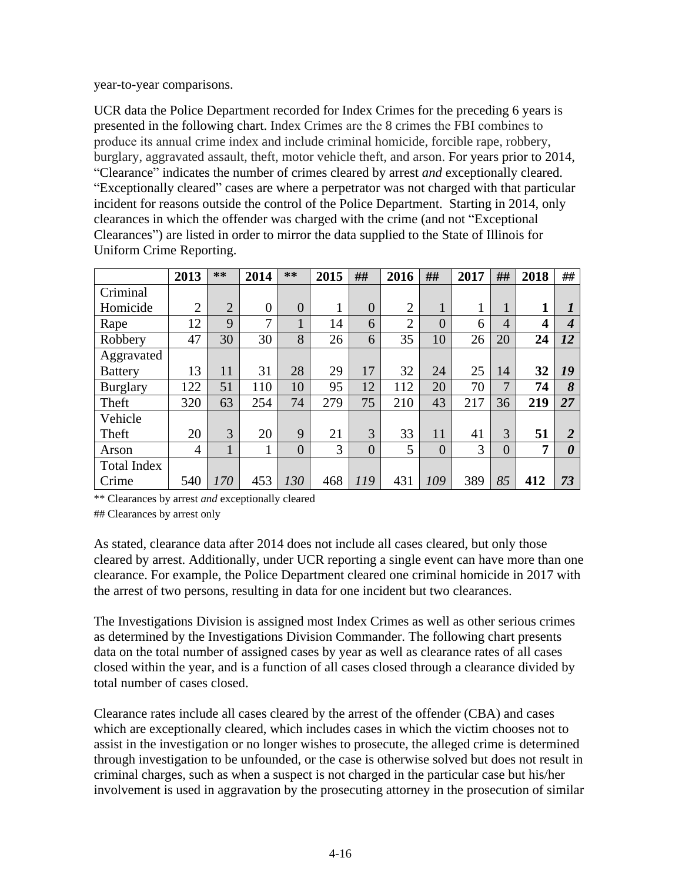year-to-year comparisons.

UCR data the Police Department recorded for Index Crimes for the preceding 6 years is presented in the following chart. Index Crimes are the 8 crimes the FBI combines to produce its annual crime index and include criminal homicide, forcible rape, robbery, burglary, aggravated assault, theft, motor vehicle theft, and arson. For years prior to 2014, "Clearance" indicates the number of crimes cleared by arrest *and* exceptionally cleared. "Exceptionally cleared" cases are where a perpetrator was not charged with that particular incident for reasons outside the control of the Police Department. Starting in 2014, only clearances in which the offender was charged with the crime (and not "Exceptional Clearances") are listed in order to mirror the data supplied to the State of Illinois for Uniform Crime Reporting.

| | 2013 | ** | 2014 | ** | 2015 | ## | 2016 | ## | 2017 | ## | 2018 | ## |
|---|---|---|---|---|---|---|---|---|---|---|---|---|
| Criminal Homicide | 2 | 2 | 0 | 0 | 1 | 0 | 2 | 1 | 1 | 1 | **1** | ***1*** |
| Rape | 12 | 9 | 7 | 1 | 14 | 6 | 2 | 0 | 6 | 4 | **4** | ***4*** |
| Robbery | 47 | 30 | 30 | 8 | 26 | 6 | 35 | 10 | 26 | 20 | **24** | ***12*** |
| Aggravated Battery | 13 | 11 | 31 | 28 | 29 | 17 | 32 | 24 | 25 | 14 | **32** | ***19*** |
| Burglary | 122 | 51 | 110 | 10 | 95 | 12 | 112 | 20 | 70 | 7 | **74** | ***8*** |
| Theft | 320 | 63 | 254 | 74 | 279 | 75 | 210 | 43 | 217 | 36 | **219** | ***27*** |
| Vehicle Theft | 20 | 3 | 20 | 9 | 21 | 3 | 33 | 11 | 41 | 3 | **51** | ***2*** |
| Arson | 4 | 1 | 1 | 0 | 3 | 0 | 5 | 0 | 3 | 0 | **7** | ***0*** |
| Total Index Crime | 540 | *170* | 453 | *130* | 468 | *119* | 431 | *109* | 389 | *85* | **412** | ***73*** |

** Clearances by arrest *and* exceptionally cleared

## Clearances by arrest only

As stated, clearance data after 2014 does not include all cases cleared, but only those cleared by arrest. Additionally, under UCR reporting a single event can have more than one clearance. For example, the Police Department cleared one criminal homicide in 2017 with the arrest of two persons, resulting in data for one incident but two clearances.

The Investigations Division is assigned most Index Crimes as well as other serious crimes as determined by the Investigations Division Commander. The following chart presents data on the total number of assigned cases by year as well as clearance rates of all cases closed within the year, and is a function of all cases closed through a clearance divided by total number of cases closed.

Clearance rates include all cases cleared by the arrest of the offender (CBA) and cases which are exceptionally cleared, which includes cases in which the victim chooses not to assist in the investigation or no longer wishes to prosecute, the alleged crime is determined through investigation to be unfounded, or the case is otherwise solved but does not result in criminal charges, such as when a suspect is not charged in the particular case but his/her involvement is used in aggravation by the prosecuting attorney in the prosecution of similar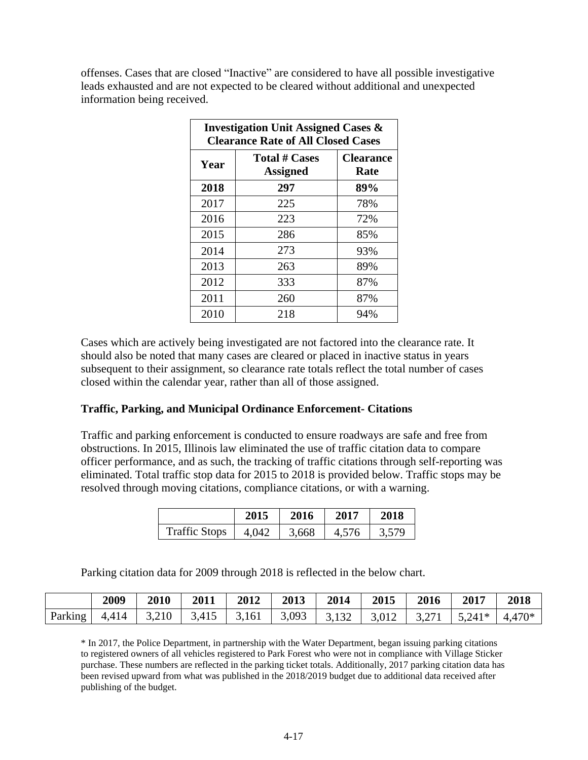offenses. Cases that are closed "Inactive" are considered to have all possible investigative leads exhausted and are not expected to be cleared without additional and unexpected information being received.

| **Investigation Unit Assigned Cases & Clearance Rate of All Closed Cases** | | |
|---|---|---|
| **Year** | **Total # Cases Assigned** | **Clearance Rate** |
| **2018** | **297** | **89%** |
| 2017 | 225 | 78% |
| 2016 | 223 | 72% |
| 2015 | 286 | 85% |
| 2014 | 273 | 93% |
| 2013 | 263 | 89% |
| 2012 | 333 | 87% |
| 2011 | 260 | 87% |
| 2010 | 218 | 94% |

Cases which are actively being investigated are not factored into the clearance rate. It should also be noted that many cases are cleared or placed in inactive status in years subsequent to their assignment, so clearance rate totals reflect the total number of cases closed within the calendar year, rather than all of those assigned.

**Traffic, Parking, and Municipal Ordinance Enforcement- Citations**

Traffic and parking enforcement is conducted to ensure roadways are safe and free from obstructions. In 2015, Illinois law eliminated the use of traffic citation data to compare officer performance, and as such, the tracking of traffic citations through self-reporting was eliminated. Total traffic stop data for 2015 to 2018 is provided below. Traffic stops may be resolved through moving citations, compliance citations, or with a warning.

| | **2015** | **2016** | **2017** | **2018** |
|---|---|---|---|---|
| Traffic Stops | 4,042 | 3,668 | 4,576 | 3,579 |

Parking citation data for 2009 through 2018 is reflected in the below chart.

| | **2009** | **2010** | **2011** | **2012** | **2013** | **2014** | **2015** | **2016** | **2017** | **2018** |
|---|---|---|---|---|---|---|---|---|---|---|
| Parking | 4,414 | 3,210 | 3,415 | 3,161 | 3,093 | 3,132 | 3,012 | 3,271 | 5,241* | 4,470* |

* In 2017, the Police Department, in partnership with the Water Department, began issuing parking citations to registered owners of all vehicles registered to Park Forest who were not in compliance with Village Sticker purchase. These numbers are reflected in the parking ticket totals. Additionally, 2017 parking citation data has been revised upward from what was published in the 2018/2019 budget due to additional data received after publishing of the budget.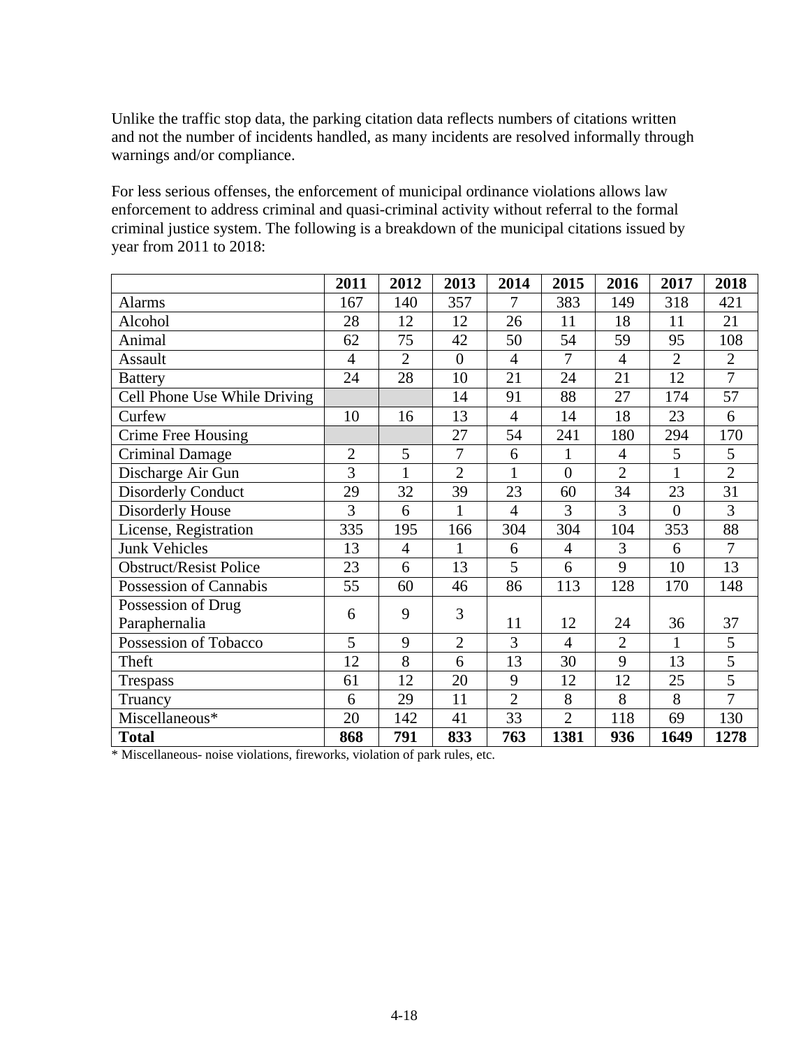Unlike the traffic stop data, the parking citation data reflects numbers of citations written and not the number of incidents handled, as many incidents are resolved informally through warnings and/or compliance.

For less serious offenses, the enforcement of municipal ordinance violations allows law enforcement to address criminal and quasi-criminal activity without referral to the formal criminal justice system. The following is a breakdown of the municipal citations issued by year from 2011 to 2018:

| | 2011 | 2012 | 2013 | 2014 | 2015 | 2016 | 2017 | 2018 |
|---|---|---|---|---|---|---|---|---|
| Alarms | 167 | 140 | 357 | 7 | 383 | 149 | 318 | 421 |
| Alcohol | 28 | 12 | 12 | 26 | 11 | 18 | 11 | 21 |
| Animal | 62 | 75 | 42 | 50 | 54 | 59 | 95 | 108 |
| Assault | 4 | 2 | 0 | 4 | 7 | 4 | 2 | 2 |
| Battery | 24 | 28 | 10 | 21 | 24 | 21 | 12 | 7 |
| Cell Phone Use While Driving | | | 14 | 91 | 88 | 27 | 174 | 57 |
| Curfew | 10 | 16 | 13 | 4 | 14 | 18 | 23 | 6 |
| Crime Free Housing | | | 27 | 54 | 241 | 180 | 294 | 170 |
| Criminal Damage | 2 | 5 | 7 | 6 | 1 | 4 | 5 | 5 |
| Discharge Air Gun | 3 | 1 | 2 | 1 | 0 | 2 | 1 | 2 |
| Disorderly Conduct | 29 | 32 | 39 | 23 | 60 | 34 | 23 | 31 |
| Disorderly House | 3 | 6 | 1 | 4 | 3 | 3 | 0 | 3 |
| License, Registration | 335 | 195 | 166 | 304 | 304 | 104 | 353 | 88 |
| Junk Vehicles | 13 | 4 | 1 | 6 | 4 | 3 | 6 | 7 |
| Obstruct/Resist Police | 23 | 6 | 13 | 5 | 6 | 9 | 10 | 13 |
| Possession of Cannabis | 55 | 60 | 46 | 86 | 113 | 128 | 170 | 148 |
| Possession of Drug Paraphernalia | 6 | 9 | 3 | 11 | 12 | 24 | 36 | 37 |
| Possession of Tobacco | 5 | 9 | 2 | 3 | 4 | 2 | 1 | 5 |
| Theft | 12 | 8 | 6 | 13 | 30 | 9 | 13 | 5 |
| Trespass | 61 | 12 | 20 | 9 | 12 | 12 | 25 | 5 |
| Truancy | 6 | 29 | 11 | 2 | 8 | 8 | 8 | 7 |
| Miscellaneous* | 20 | 142 | 41 | 33 | 2 | 118 | 69 | 130 |
| **Total** | **868** | **791** | **833** | **763** | **1381** | **936** | **1649** | **1278** |

\* Miscellaneous- noise violations, fireworks, violation of park rules, etc.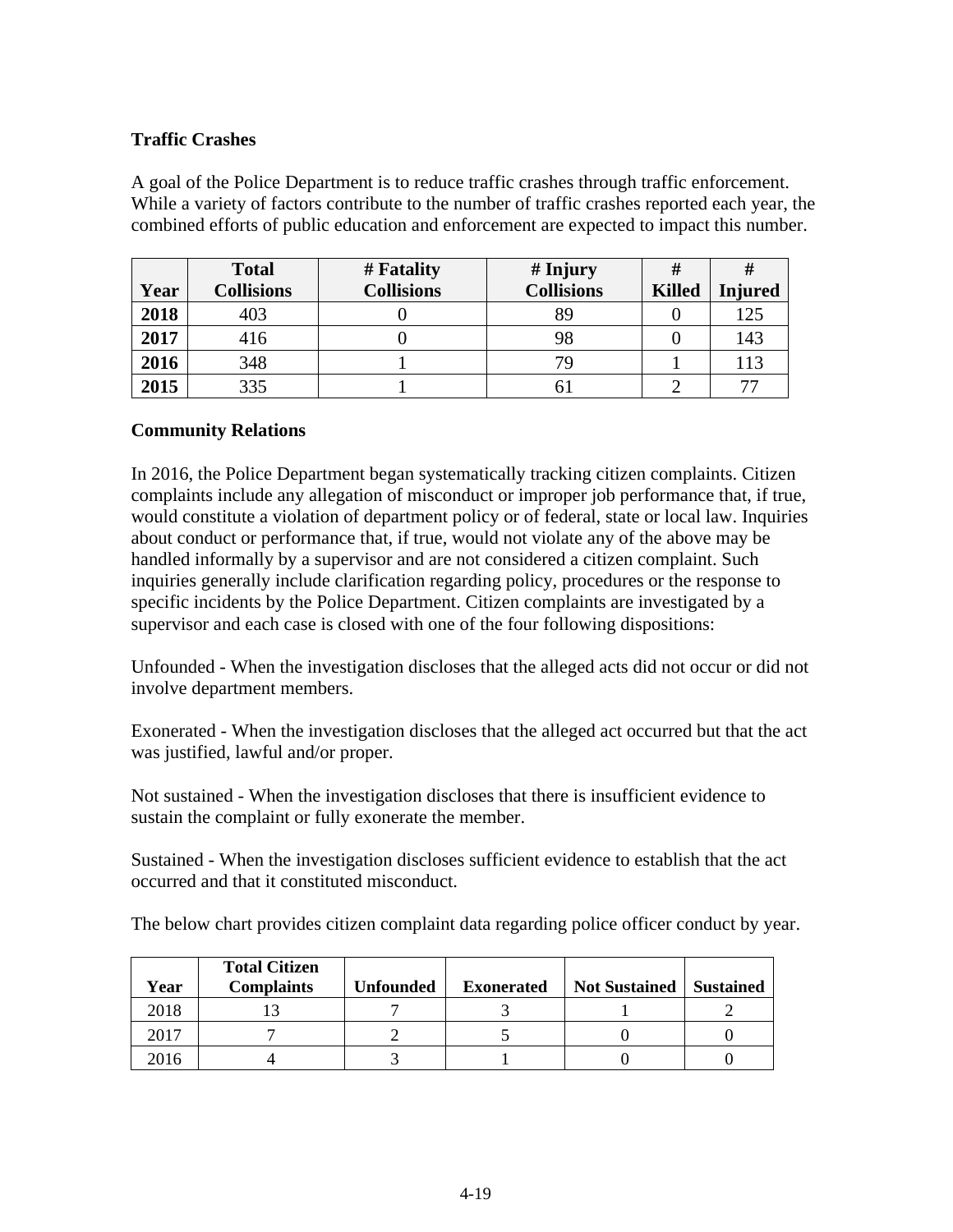**Traffic Crashes**

A goal of the Police Department is to reduce traffic crashes through traffic enforcement. While a variety of factors contribute to the number of traffic crashes reported each year, the combined efforts of public education and enforcement are expected to impact this number.

| Year | Total Collisions | # Fatality Collisions | # Injury Collisions | # Killed | # Injured |
|---|---|---|---|---|---|
| **2018** | 403 | 0 | 89 | 0 | 125 |
| **2017** | 416 | 0 | 98 | 0 | 143 |
| **2016** | 348 | 1 | 79 | 1 | 113 |
| **2015** | 335 | 1 | 61 | 2 | 77 |

**Community Relations**

In 2016, the Police Department began systematically tracking citizen complaints. Citizen complaints include any allegation of misconduct or improper job performance that, if true, would constitute a violation of department policy or of federal, state or local law. Inquiries about conduct or performance that, if true, would not violate any of the above may be handled informally by a supervisor and are not considered a citizen complaint. Such inquiries generally include clarification regarding policy, procedures or the response to specific incidents by the Police Department. Citizen complaints are investigated by a supervisor and each case is closed with one of the four following dispositions:

Unfounded - When the investigation discloses that the alleged acts did not occur or did not involve department members.

Exonerated - When the investigation discloses that the alleged act occurred but that the act was justified, lawful and/or proper.

Not sustained - When the investigation discloses that there is insufficient evidence to sustain the complaint or fully exonerate the member.

Sustained - When the investigation discloses sufficient evidence to establish that the act occurred and that it constituted misconduct.

The below chart provides citizen complaint data regarding police officer conduct by year.

| Year | Total Citizen Complaints | Unfounded | Exonerated | Not Sustained | Sustained |
|---|---|---|---|---|---|
| 2018 | 13 | 7 | 3 | 1 | 2 |
| 2017 | 7 | 2 | 5 | 0 | 0 |
| 2016 | 4 | 3 | 1 | 0 | 0 |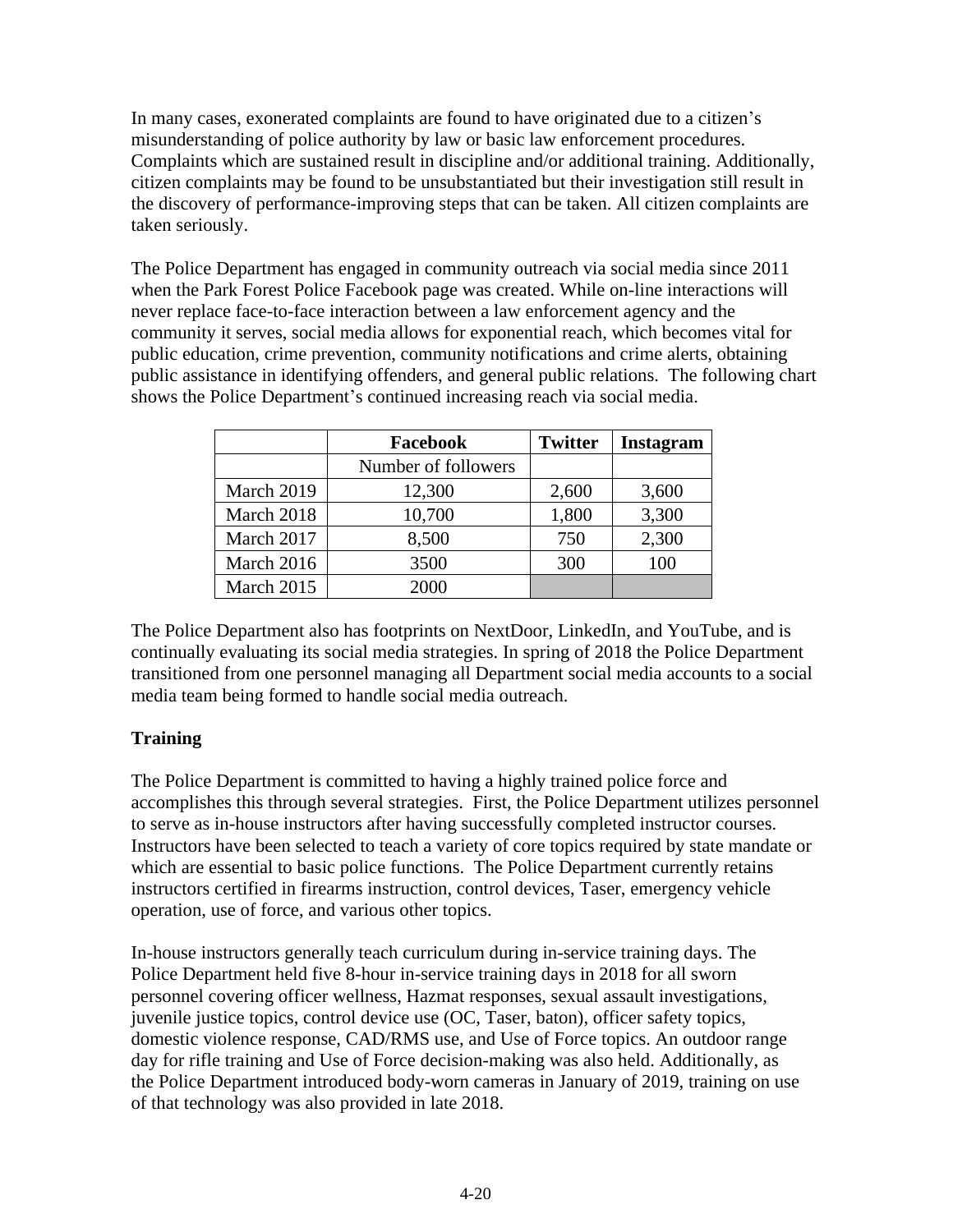In many cases, exonerated complaints are found to have originated due to a citizen's misunderstanding of police authority by law or basic law enforcement procedures. Complaints which are sustained result in discipline and/or additional training. Additionally, citizen complaints may be found to be unsubstantiated but their investigation still result in the discovery of performance-improving steps that can be taken. All citizen complaints are taken seriously.

The Police Department has engaged in community outreach via social media since 2011 when the Park Forest Police Facebook page was created. While on-line interactions will never replace face-to-face interaction between a law enforcement agency and the community it serves, social media allows for exponential reach, which becomes vital for public education, crime prevention, community notifications and crime alerts, obtaining public assistance in identifying offenders, and general public relations. The following chart shows the Police Department's continued increasing reach via social media.

| | Facebook | Twitter | Instagram |
|---|---|---|---|
| | Number of followers | | |
| March 2019 | 12,300 | 2,600 | 3,600 |
| March 2018 | 10,700 | 1,800 | 3,300 |
| March 2017 | 8,500 | 750 | 2,300 |
| March 2016 | 3500 | 300 | 100 |
| March 2015 | 2000 | | |

The Police Department also has footprints on NextDoor, LinkedIn, and YouTube, and is continually evaluating its social media strategies. In spring of 2018 the Police Department transitioned from one personnel managing all Department social media accounts to a social media team being formed to handle social media outreach.

**Training**

The Police Department is committed to having a highly trained police force and accomplishes this through several strategies. First, the Police Department utilizes personnel to serve as in-house instructors after having successfully completed instructor courses. Instructors have been selected to teach a variety of core topics required by state mandate or which are essential to basic police functions. The Police Department currently retains instructors certified in firearms instruction, control devices, Taser, emergency vehicle operation, use of force, and various other topics.

In-house instructors generally teach curriculum during in-service training days. The Police Department held five 8-hour in-service training days in 2018 for all sworn personnel covering officer wellness, Hazmat responses, sexual assault investigations, juvenile justice topics, control device use (OC, Taser, baton), officer safety topics, domestic violence response, CAD/RMS use, and Use of Force topics. An outdoor range day for rifle training and Use of Force decision-making was also held. Additionally, as the Police Department introduced body-worn cameras in January of 2019, training on use of that technology was also provided in late 2018.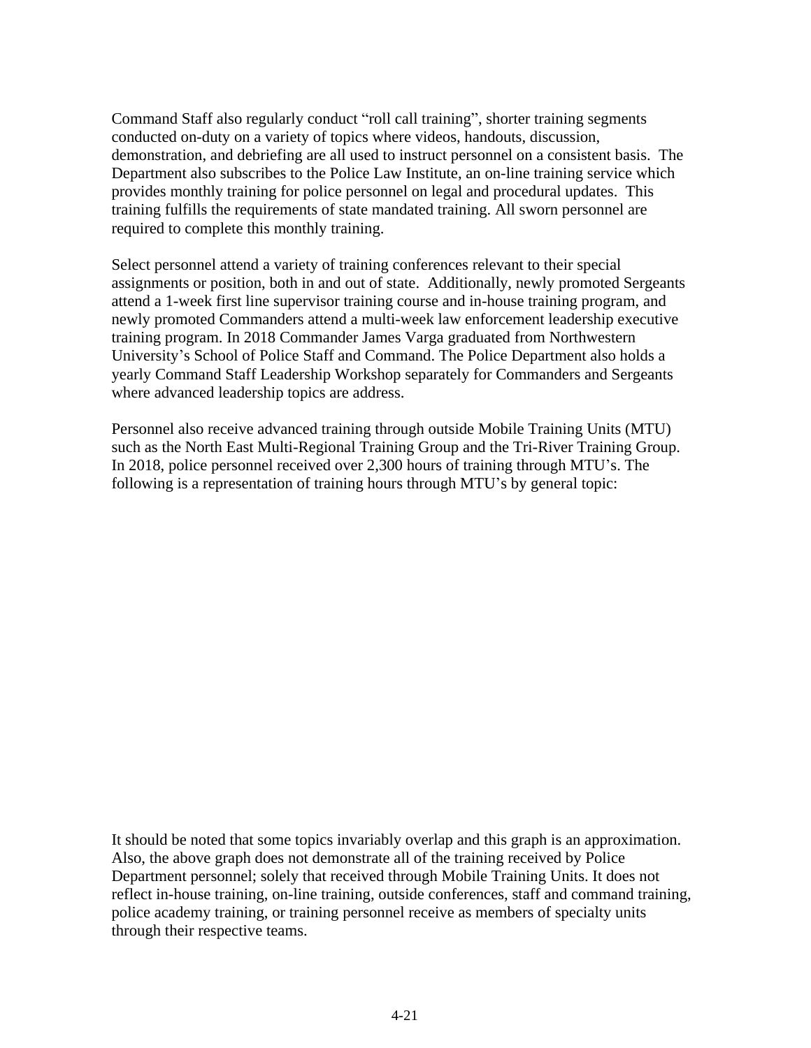Command Staff also regularly conduct “roll call training”, shorter training segments conducted on-duty on a variety of topics where videos, handouts, discussion, demonstration, and debriefing are all used to instruct personnel on a consistent basis. The Department also subscribes to the Police Law Institute, an on-line training service which provides monthly training for police personnel on legal and procedural updates. This training fulfills the requirements of state mandated training. All sworn personnel are required to complete this monthly training.

Select personnel attend a variety of training conferences relevant to their special assignments or position, both in and out of state. Additionally, newly promoted Sergeants attend a 1-week first line supervisor training course and in-house training program, and newly promoted Commanders attend a multi-week law enforcement leadership executive training program. In 2018 Commander James Varga graduated from Northwestern University’s School of Police Staff and Command. The Police Department also holds a yearly Command Staff Leadership Workshop separately for Commanders and Sergeants where advanced leadership topics are address.

Personnel also receive advanced training through outside Mobile Training Units (MTU) such as the North East Multi-Regional Training Group and the Tri-River Training Group. In 2018, police personnel received over 2,300 hours of training through MTU’s. The following is a representation of training hours through MTU’s by general topic:

It should be noted that some topics invariably overlap and this graph is an approximation. Also, the above graph does not demonstrate all of the training received by Police Department personnel; solely that received through Mobile Training Units. It does not reflect in-house training, on-line training, outside conferences, staff and command training, police academy training, or training personnel receive as members of specialty units through their respective teams.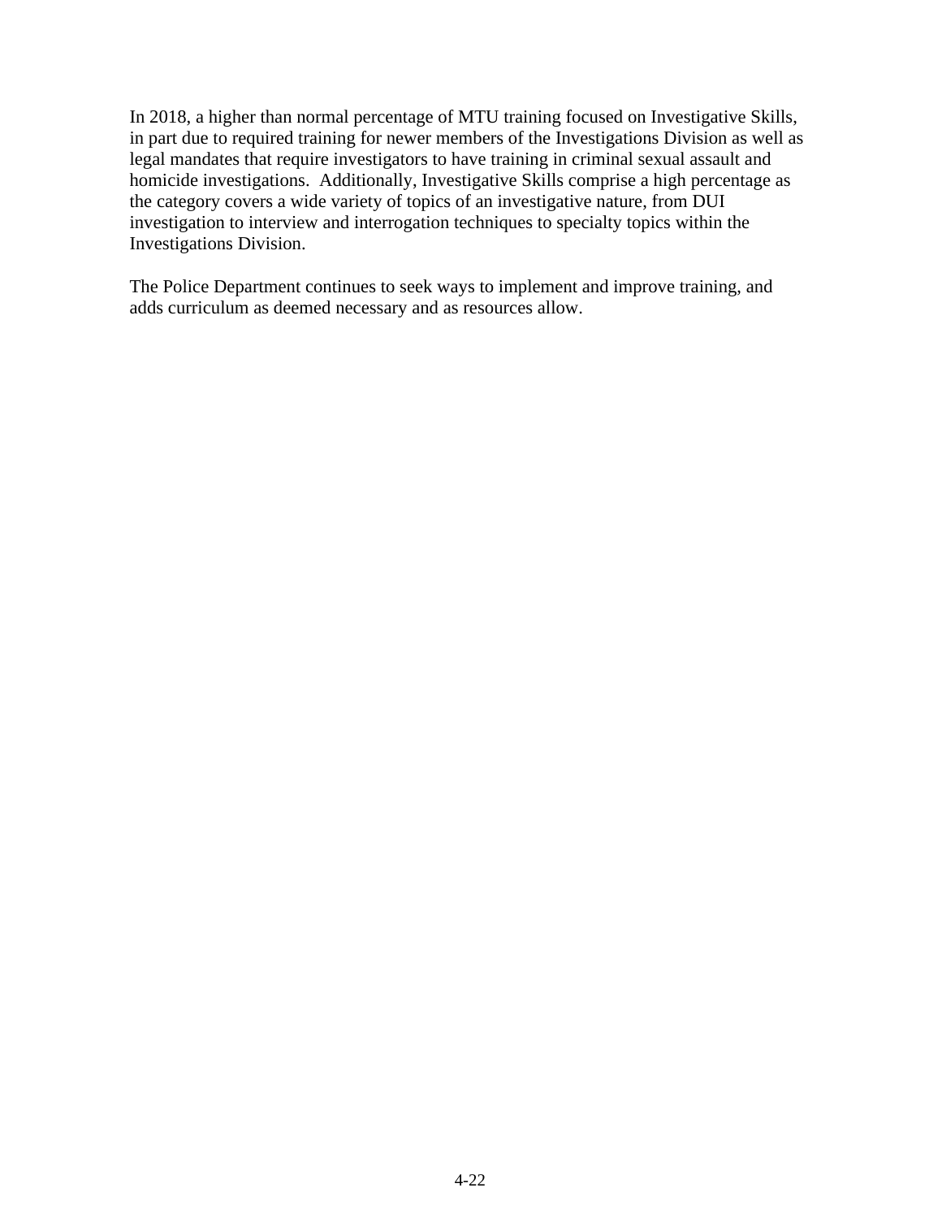In 2018, a higher than normal percentage of MTU training focused on Investigative Skills, in part due to required training for newer members of the Investigations Division as well as legal mandates that require investigators to have training in criminal sexual assault and homicide investigations. Additionally, Investigative Skills comprise a high percentage as the category covers a wide variety of topics of an investigative nature, from DUI investigation to interview and interrogation techniques to specialty topics within the Investigations Division.

The Police Department continues to seek ways to implement and improve training, and adds curriculum as deemed necessary and as resources allow.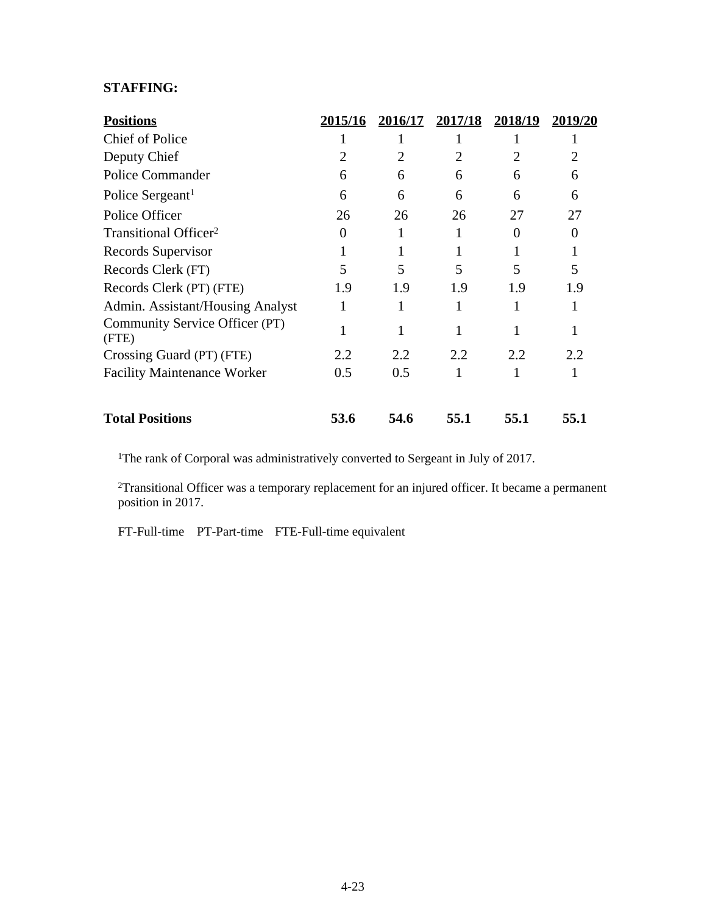**STAFFING:**

| Positions | 2015/16 | 2016/17 | 2017/18 | 2018/19 | 2019/20 |
|---|---|---|---|---|---|
| Chief of Police | 1 | 1 | 1 | 1 | 1 |
| Deputy Chief | 2 | 2 | 2 | 2 | 2 |
| Police Commander | 6 | 6 | 6 | 6 | 6 |
| Police Sergeant[1] | 6 | 6 | 6 | 6 | 6 |
| Police Officer | 26 | 26 | 26 | 27 | 27 |
| Transitional Officer[2] | 0 | 1 | 1 | 0 | 0 |
| Records Supervisor | 1 | 1 | 1 | 1 | 1 |
| Records Clerk (FT) | 5 | 5 | 5 | 5 | 5 |
| Records Clerk (PT) (FTE) | 1.9 | 1.9 | 1.9 | 1.9 | 1.9 |
| Admin. Assistant/Housing Analyst | 1 | 1 | 1 | 1 | 1 |
| Community Service Officer (PT) (FTE) | 1 | 1 | 1 | 1 | 1 |
| Crossing Guard (PT) (FTE) | 2.2 | 2.2 | 2.2 | 2.2 | 2.2 |
| Facility Maintenance Worker | 0.5 | 0.5 | 1 | 1 | 1 |
| **Total Positions** | **53.6** | **54.6** | **55.1** | **55.1** | **55.1** |

[1]The rank of Corporal was administratively converted to Sergeant in July of 2017.

[2]Transitional Officer was a temporary replacement for an injured officer. It became a permanent position in 2017.

FT-Full-time PT-Part-time FTE-Full-time equivalent